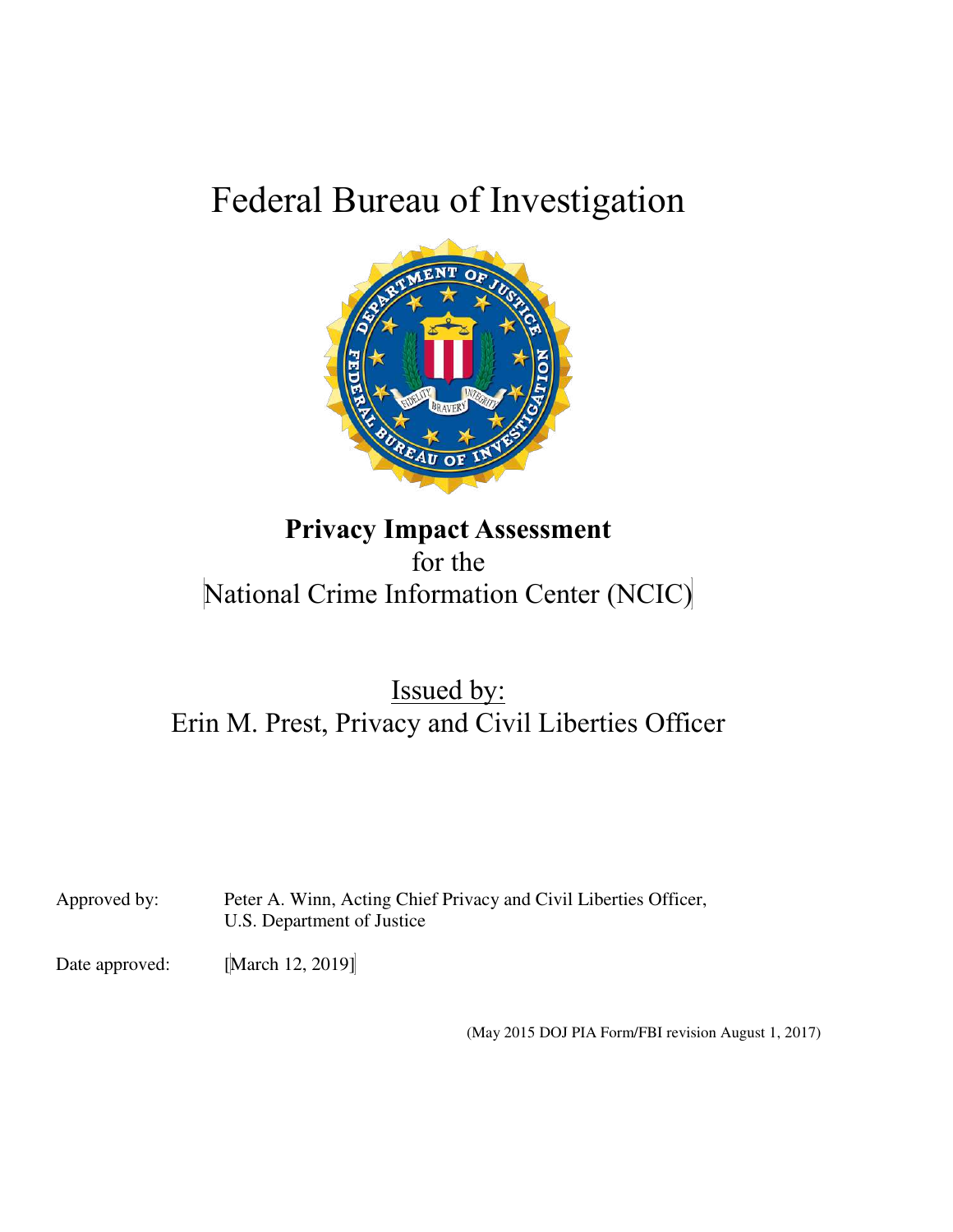# Federal Bureau of Investigation

**Privacy Impact Assessment**
for the
National Crime Information Center (NCIC)

Issued by:
Erin M. Prest, Privacy and Civil Liberties Officer

Approved by: Peter A. Winn, Acting Chief Privacy and Civil Liberties Officer, U.S. Department of Justice

Date approved: [March 12, 2019]

(May 2015 DOJ PIA Form/FBI revision August 1, 2017)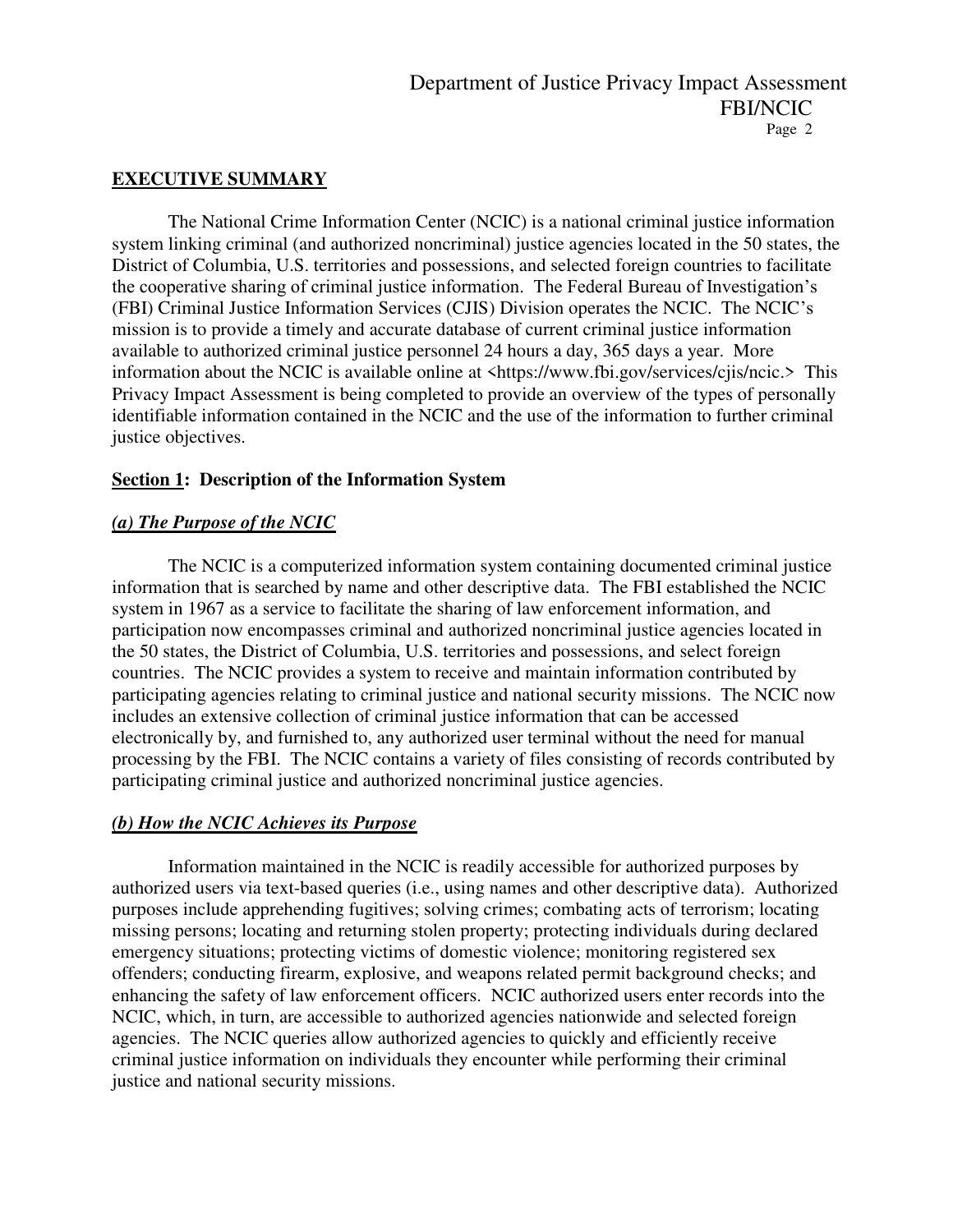**EXECUTIVE SUMMARY**

The National Crime Information Center (NCIC) is a national criminal justice information system linking criminal (and authorized noncriminal) justice agencies located in the 50 states, the District of Columbia, U.S. territories and possessions, and selected foreign countries to facilitate the cooperative sharing of criminal justice information. The Federal Bureau of Investigation's (FBI) Criminal Justice Information Services (CJIS) Division operates the NCIC. The NCIC's mission is to provide a timely and accurate database of current criminal justice information available to authorized criminal justice personnel 24 hours a day, 365 days a year. More information about the NCIC is available online at <https://www.fbi.gov/services/cjis/ncic.> This Privacy Impact Assessment is being completed to provide an overview of the types of personally identifiable information contained in the NCIC and the use of the information to further criminal justice objectives.

**Section 1: Description of the Information System**

***(a) The Purpose of the NCIC***

The NCIC is a computerized information system containing documented criminal justice information that is searched by name and other descriptive data. The FBI established the NCIC system in 1967 as a service to facilitate the sharing of law enforcement information, and participation now encompasses criminal and authorized noncriminal justice agencies located in the 50 states, the District of Columbia, U.S. territories and possessions, and select foreign countries. The NCIC provides a system to receive and maintain information contributed by participating agencies relating to criminal justice and national security missions. The NCIC now includes an extensive collection of criminal justice information that can be accessed electronically by, and furnished to, any authorized user terminal without the need for manual processing by the FBI. The NCIC contains a variety of files consisting of records contributed by participating criminal justice and authorized noncriminal justice agencies.

***(b) How the NCIC Achieves its Purpose***

Information maintained in the NCIC is readily accessible for authorized purposes by authorized users via text-based queries (i.e., using names and other descriptive data). Authorized purposes include apprehending fugitives; solving crimes; combating acts of terrorism; locating missing persons; locating and returning stolen property; protecting individuals during declared emergency situations; protecting victims of domestic violence; monitoring registered sex offenders; conducting firearm, explosive, and weapons related permit background checks; and enhancing the safety of law enforcement officers. NCIC authorized users enter records into the NCIC, which, in turn, are accessible to authorized agencies nationwide and selected foreign agencies. The NCIC queries allow authorized agencies to quickly and efficiently receive criminal justice information on individuals they encounter while performing their criminal justice and national security missions.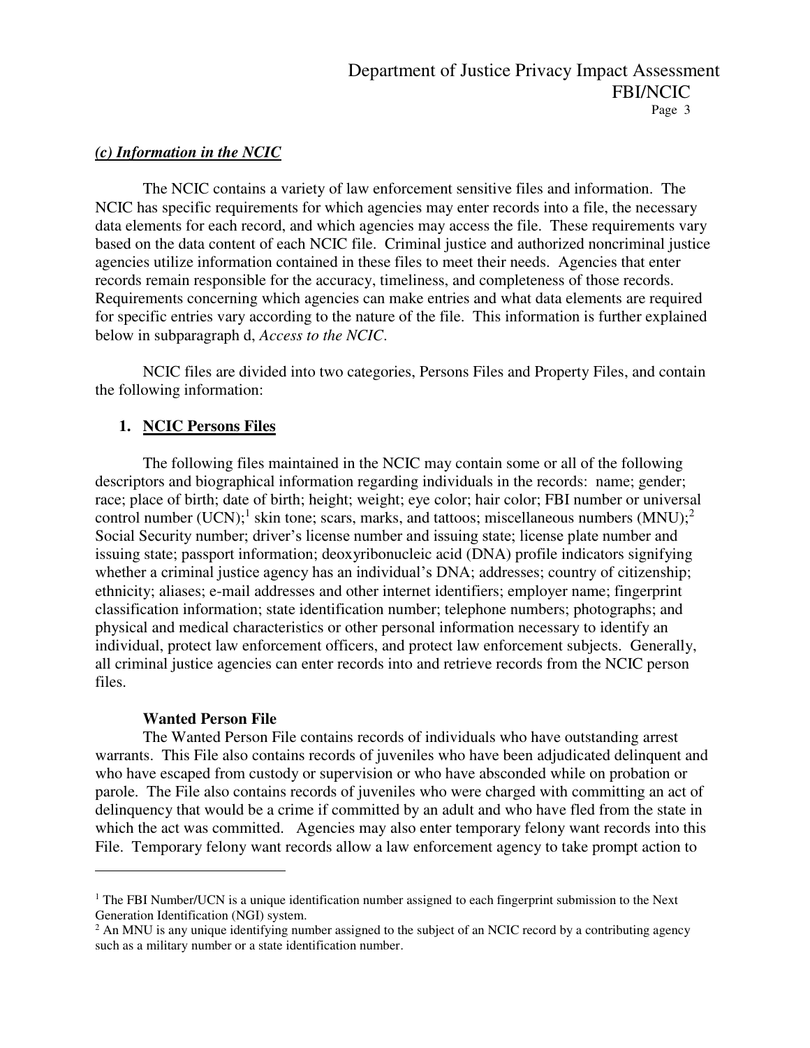### *(c) Information in the NCIC*

The NCIC contains a variety of law enforcement sensitive files and information. The NCIC has specific requirements for which agencies may enter records into a file, the necessary data elements for each record, and which agencies may access the file. These requirements vary based on the data content of each NCIC file. Criminal justice and authorized noncriminal justice agencies utilize information contained in these files to meet their needs. Agencies that enter records remain responsible for the accuracy, timeliness, and completeness of those records. Requirements concerning which agencies can make entries and what data elements are required for specific entries vary according to the nature of the file. This information is further explained below in subparagraph d, *Access to the NCIC*.

NCIC files are divided into two categories, Persons Files and Property Files, and contain the following information:

1. **NCIC Persons Files**

The following files maintained in the NCIC may contain some or all of the following descriptors and biographical information regarding individuals in the records: name; gender; race; place of birth; date of birth; height; weight; eye color; hair color; FBI number or universal control number (UCN);[1] skin tone; scars, marks, and tattoos; miscellaneous numbers (MNU);[2] Social Security number; driver's license number and issuing state; license plate number and issuing state; passport information; deoxyribonucleic acid (DNA) profile indicators signifying whether a criminal justice agency has an individual's DNA; addresses; country of citizenship; ethnicity; aliases; e-mail addresses and other internet identifiers; employer name; fingerprint classification information; state identification number; telephone numbers; photographs; and physical and medical characteristics or other personal information necessary to identify an individual, protect law enforcement officers, and protect law enforcement subjects. Generally, all criminal justice agencies can enter records into and retrieve records from the NCIC person files.

**Wanted Person File**

The Wanted Person File contains records of individuals who have outstanding arrest warrants. This File also contains records of juveniles who have been adjudicated delinquent and who have escaped from custody or supervision or who have absconded while on probation or parole. The File also contains records of juveniles who were charged with committing an act of delinquency that would be a crime if committed by an adult and who have fled from the state in which the act was committed. Agencies may also enter temporary felony want records into this File. Temporary felony want records allow a law enforcement agency to take prompt action to

---

[1] The FBI Number/UCN is a unique identification number assigned to each fingerprint submission to the Next Generation Identification (NGI) system.

[2] An MNU is any unique identifying number assigned to the subject of an NCIC record by a contributing agency such as a military number or a state identification number.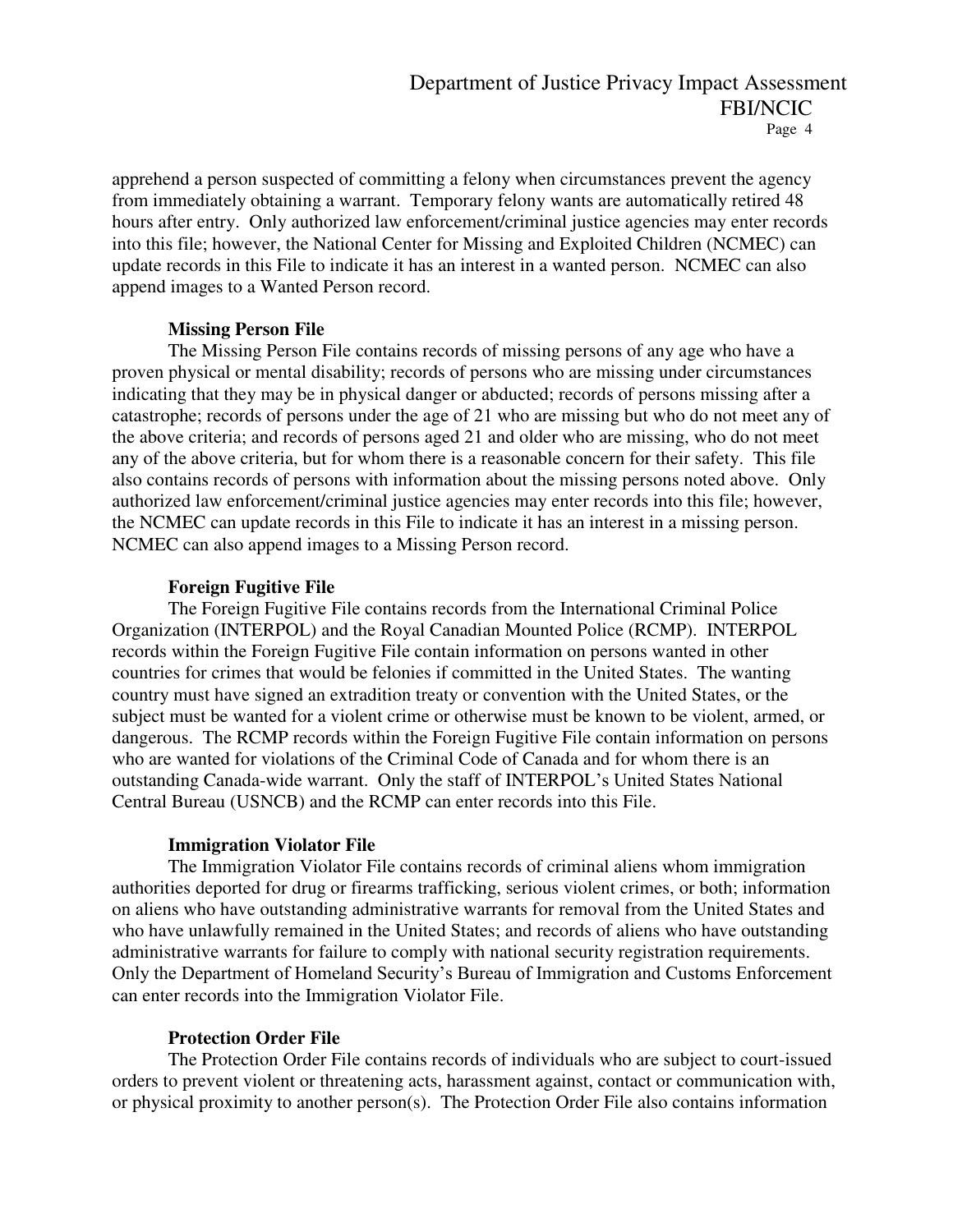apprehend a person suspected of committing a felony when circumstances prevent the agency from immediately obtaining a warrant. Temporary felony wants are automatically retired 48 hours after entry. Only authorized law enforcement/criminal justice agencies may enter records into this file; however, the National Center for Missing and Exploited Children (NCMEC) can update records in this File to indicate it has an interest in a wanted person. NCMEC can also append images to a Wanted Person record.

**Missing Person File**

The Missing Person File contains records of missing persons of any age who have a proven physical or mental disability; records of persons who are missing under circumstances indicating that they may be in physical danger or abducted; records of persons missing after a catastrophe; records of persons under the age of 21 who are missing but who do not meet any of the above criteria; and records of persons aged 21 and older who are missing, who do not meet any of the above criteria, but for whom there is a reasonable concern for their safety. This file also contains records of persons with information about the missing persons noted above. Only authorized law enforcement/criminal justice agencies may enter records into this file; however, the NCMEC can update records in this File to indicate it has an interest in a missing person. NCMEC can also append images to a Missing Person record.

**Foreign Fugitive File**

The Foreign Fugitive File contains records from the International Criminal Police Organization (INTERPOL) and the Royal Canadian Mounted Police (RCMP). INTERPOL records within the Foreign Fugitive File contain information on persons wanted in other countries for crimes that would be felonies if committed in the United States. The wanting country must have signed an extradition treaty or convention with the United States, or the subject must be wanted for a violent crime or otherwise must be known to be violent, armed, or dangerous. The RCMP records within the Foreign Fugitive File contain information on persons who are wanted for violations of the Criminal Code of Canada and for whom there is an outstanding Canada-wide warrant. Only the staff of INTERPOL's United States National Central Bureau (USNCB) and the RCMP can enter records into this File.

**Immigration Violator File**

The Immigration Violator File contains records of criminal aliens whom immigration authorities deported for drug or firearms trafficking, serious violent crimes, or both; information on aliens who have outstanding administrative warrants for removal from the United States and who have unlawfully remained in the United States; and records of aliens who have outstanding administrative warrants for failure to comply with national security registration requirements. Only the Department of Homeland Security's Bureau of Immigration and Customs Enforcement can enter records into the Immigration Violator File.

**Protection Order File**

The Protection Order File contains records of individuals who are subject to court-issued orders to prevent violent or threatening acts, harassment against, contact or communication with, or physical proximity to another person(s). The Protection Order File also contains information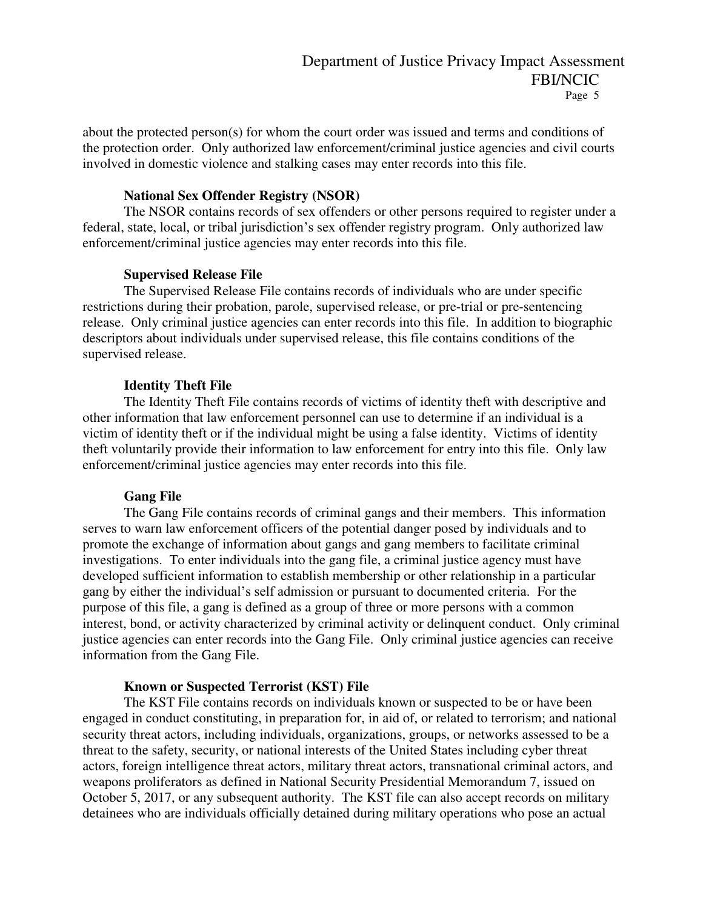about the protected person(s) for whom the court order was issued and terms and conditions of the protection order. Only authorized law enforcement/criminal justice agencies and civil courts involved in domestic violence and stalking cases may enter records into this file.

**National Sex Offender Registry (NSOR)**

The NSOR contains records of sex offenders or other persons required to register under a federal, state, local, or tribal jurisdiction's sex offender registry program. Only authorized law enforcement/criminal justice agencies may enter records into this file.

**Supervised Release File**

The Supervised Release File contains records of individuals who are under specific restrictions during their probation, parole, supervised release, or pre-trial or pre-sentencing release. Only criminal justice agencies can enter records into this file. In addition to biographic descriptors about individuals under supervised release, this file contains conditions of the supervised release.

**Identity Theft File**

The Identity Theft File contains records of victims of identity theft with descriptive and other information that law enforcement personnel can use to determine if an individual is a victim of identity theft or if the individual might be using a false identity. Victims of identity theft voluntarily provide their information to law enforcement for entry into this file. Only law enforcement/criminal justice agencies may enter records into this file.

**Gang File**

The Gang File contains records of criminal gangs and their members. This information serves to warn law enforcement officers of the potential danger posed by individuals and to promote the exchange of information about gangs and gang members to facilitate criminal investigations. To enter individuals into the gang file, a criminal justice agency must have developed sufficient information to establish membership or other relationship in a particular gang by either the individual's self admission or pursuant to documented criteria. For the purpose of this file, a gang is defined as a group of three or more persons with a common interest, bond, or activity characterized by criminal activity or delinquent conduct. Only criminal justice agencies can enter records into the Gang File. Only criminal justice agencies can receive information from the Gang File.

**Known or Suspected Terrorist (KST) File**

The KST File contains records on individuals known or suspected to be or have been engaged in conduct constituting, in preparation for, in aid of, or related to terrorism; and national security threat actors, including individuals, organizations, groups, or networks assessed to be a threat to the safety, security, or national interests of the United States including cyber threat actors, foreign intelligence threat actors, military threat actors, transnational criminal actors, and weapons proliferators as defined in National Security Presidential Memorandum 7, issued on October 5, 2017, or any subsequent authority. The KST file can also accept records on military detainees who are individuals officially detained during military operations who pose an actual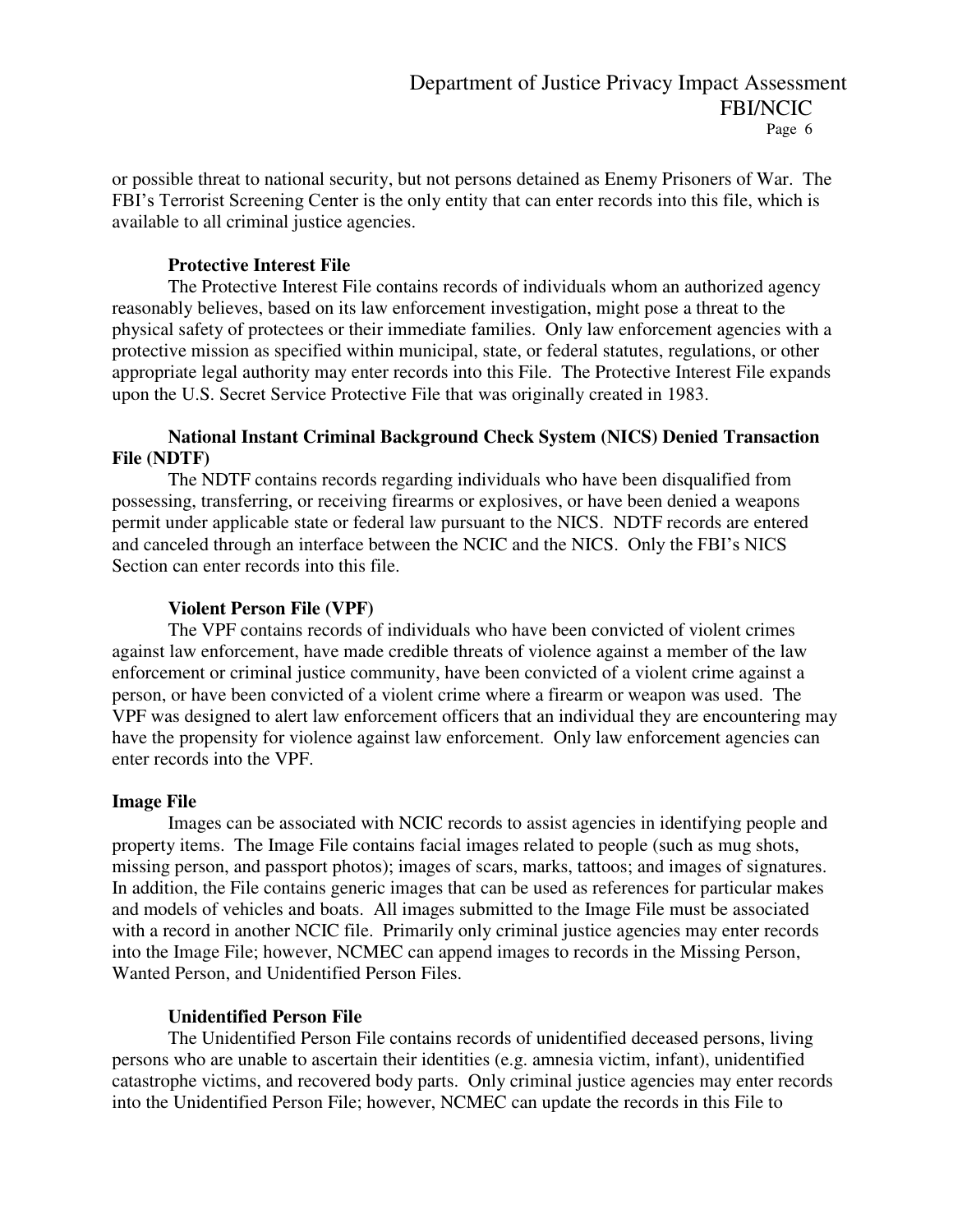or possible threat to national security, but not persons detained as Enemy Prisoners of War. The FBI's Terrorist Screening Center is the only entity that can enter records into this file, which is available to all criminal justice agencies.

#### Protective Interest File

The Protective Interest File contains records of individuals whom an authorized agency reasonably believes, based on its law enforcement investigation, might pose a threat to the physical safety of protectees or their immediate families. Only law enforcement agencies with a protective mission as specified within municipal, state, or federal statutes, regulations, or other appropriate legal authority may enter records into this File. The Protective Interest File expands upon the U.S. Secret Service Protective File that was originally created in 1983.

#### National Instant Criminal Background Check System (NICS) Denied Transaction File (NDTF)

The NDTF contains records regarding individuals who have been disqualified from possessing, transferring, or receiving firearms or explosives, or have been denied a weapons permit under applicable state or federal law pursuant to the NICS. NDTF records are entered and canceled through an interface between the NCIC and the NICS. Only the FBI's NICS Section can enter records into this file.

#### Violent Person File (VPF)

The VPF contains records of individuals who have been convicted of violent crimes against law enforcement, have made credible threats of violence against a member of the law enforcement or criminal justice community, have been convicted of a violent crime against a person, or have been convicted of a violent crime where a firearm or weapon was used. The VPF was designed to alert law enforcement officers that an individual they are encountering may have the propensity for violence against law enforcement. Only law enforcement agencies can enter records into the VPF.

### Image File

Images can be associated with NCIC records to assist agencies in identifying people and property items. The Image File contains facial images related to people (such as mug shots, missing person, and passport photos); images of scars, marks, tattoos; and images of signatures. In addition, the File contains generic images that can be used as references for particular makes and models of vehicles and boats. All images submitted to the Image File must be associated with a record in another NCIC file. Primarily only criminal justice agencies may enter records into the Image File; however, NCMEC can append images to records in the Missing Person, Wanted Person, and Unidentified Person Files.

#### Unidentified Person File

The Unidentified Person File contains records of unidentified deceased persons, living persons who are unable to ascertain their identities (e.g. amnesia victim, infant), unidentified catastrophe victims, and recovered body parts. Only criminal justice agencies may enter records into the Unidentified Person File; however, NCMEC can update the records in this File to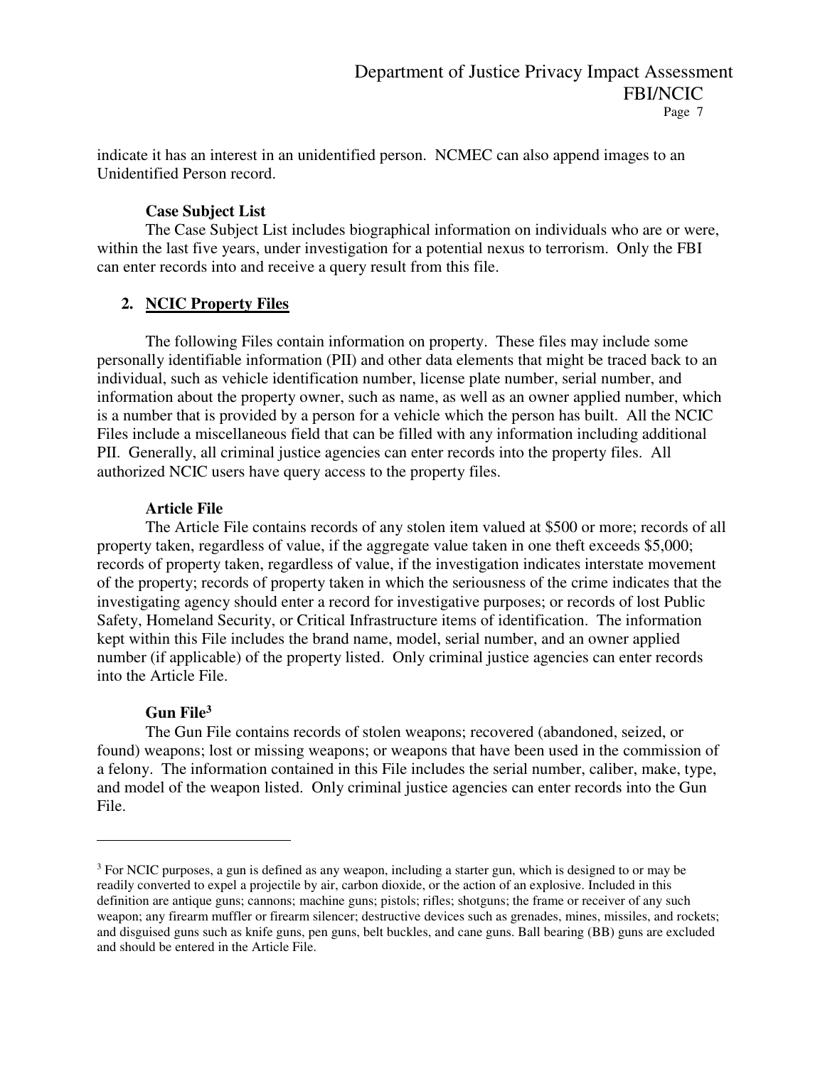indicate it has an interest in an unidentified person. NCMEC can also append images to an Unidentified Person record.

**Case Subject List**

The Case Subject List includes biographical information on individuals who are or were, within the last five years, under investigation for a potential nexus to terrorism. Only the FBI can enter records into and receive a query result from this file.

## 2. NCIC Property Files

The following Files contain information on property. These files may include some personally identifiable information (PII) and other data elements that might be traced back to an individual, such as vehicle identification number, license plate number, serial number, and information about the property owner, such as name, as well as an owner applied number, which is a number that is provided by a person for a vehicle which the person has built. All the NCIC Files include a miscellaneous field that can be filled with any information including additional PII. Generally, all criminal justice agencies can enter records into the property files. All authorized NCIC users have query access to the property files.

**Article File**

The Article File contains records of any stolen item valued at $500 or more; records of all property taken, regardless of value, if the aggregate value taken in one theft exceeds $5,000; records of property taken, regardless of value, if the investigation indicates interstate movement of the property; records of property taken in which the seriousness of the crime indicates that the investigating agency should enter a record for investigative purposes; or records of lost Public Safety, Homeland Security, or Critical Infrastructure items of identification. The information kept within this File includes the brand name, model, serial number, and an owner applied number (if applicable) of the property listed. Only criminal justice agencies can enter records into the Article File.

**Gun File**[3]

The Gun File contains records of stolen weapons; recovered (abandoned, seized, or found) weapons; lost or missing weapons; or weapons that have been used in the commission of a felony. The information contained in this File includes the serial number, caliber, make, type, and model of the weapon listed. Only criminal justice agencies can enter records into the Gun File.

---

[3] For NCIC purposes, a gun is defined as any weapon, including a starter gun, which is designed to or may be readily converted to expel a projectile by air, carbon dioxide, or the action of an explosive. Included in this definition are antique guns; cannons; machine guns; pistols; rifles; shotguns; the frame or receiver of any such weapon; any firearm muffler or firearm silencer; destructive devices such as grenades, mines, missiles, and rockets; and disguised guns such as knife guns, pen guns, belt buckles, and cane guns. Ball bearing (BB) guns are excluded and should be entered in the Article File.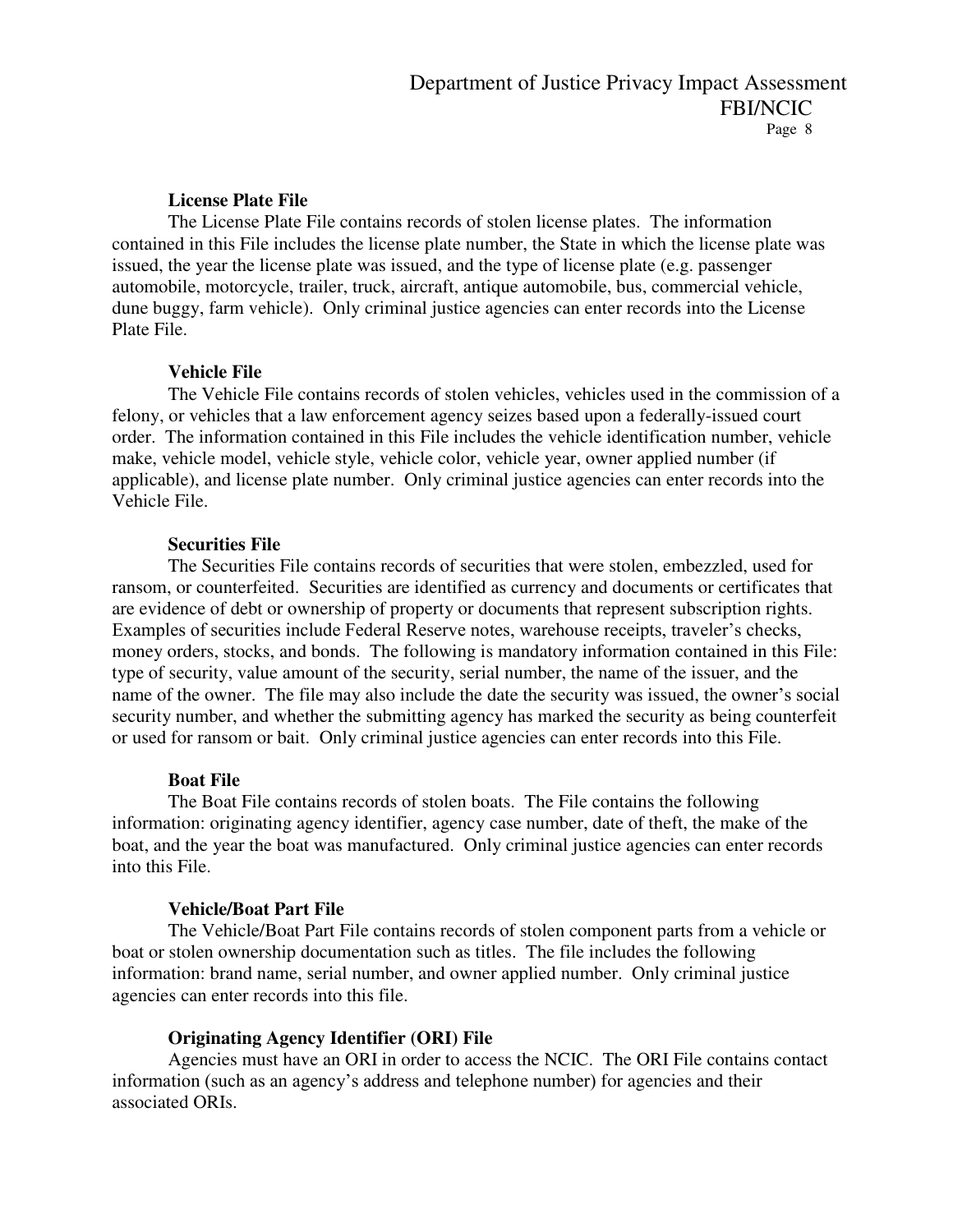**License Plate File**

The License Plate File contains records of stolen license plates. The information contained in this File includes the license plate number, the State in which the license plate was issued, the year the license plate was issued, and the type of license plate (e.g. passenger automobile, motorcycle, trailer, truck, aircraft, antique automobile, bus, commercial vehicle, dune buggy, farm vehicle). Only criminal justice agencies can enter records into the License Plate File.

**Vehicle File**

The Vehicle File contains records of stolen vehicles, vehicles used in the commission of a felony, or vehicles that a law enforcement agency seizes based upon a federally-issued court order. The information contained in this File includes the vehicle identification number, vehicle make, vehicle model, vehicle style, vehicle color, vehicle year, owner applied number (if applicable), and license plate number. Only criminal justice agencies can enter records into the Vehicle File.

**Securities File**

The Securities File contains records of securities that were stolen, embezzled, used for ransom, or counterfeited. Securities are identified as currency and documents or certificates that are evidence of debt or ownership of property or documents that represent subscription rights. Examples of securities include Federal Reserve notes, warehouse receipts, traveler's checks, money orders, stocks, and bonds. The following is mandatory information contained in this File: type of security, value amount of the security, serial number, the name of the issuer, and the name of the owner. The file may also include the date the security was issued, the owner's social security number, and whether the submitting agency has marked the security as being counterfeit or used for ransom or bait. Only criminal justice agencies can enter records into this File.

**Boat File**

The Boat File contains records of stolen boats. The File contains the following information: originating agency identifier, agency case number, date of theft, the make of the boat, and the year the boat was manufactured. Only criminal justice agencies can enter records into this File.

**Vehicle/Boat Part File**

The Vehicle/Boat Part File contains records of stolen component parts from a vehicle or boat or stolen ownership documentation such as titles. The file includes the following information: brand name, serial number, and owner applied number. Only criminal justice agencies can enter records into this file.

**Originating Agency Identifier (ORI) File**

Agencies must have an ORI in order to access the NCIC. The ORI File contains contact information (such as an agency's address and telephone number) for agencies and their associated ORIs.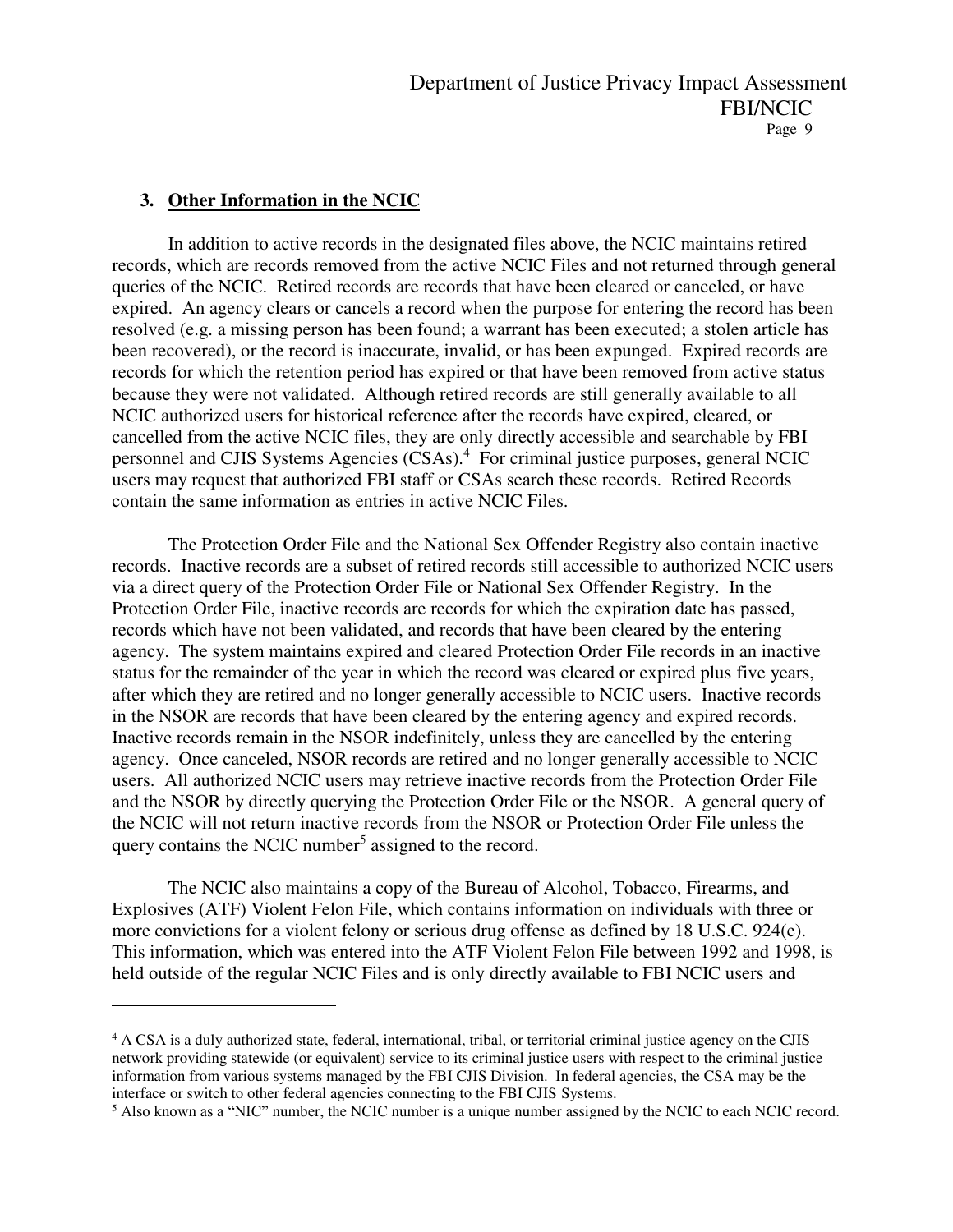### 3. Other Information in the NCIC

In addition to active records in the designated files above, the NCIC maintains retired records, which are records removed from the active NCIC Files and not returned through general queries of the NCIC. Retired records are records that have been cleared or canceled, or have expired. An agency clears or cancels a record when the purpose for entering the record has been resolved (e.g. a missing person has been found; a warrant has been executed; a stolen article has been recovered), or the record is inaccurate, invalid, or has been expunged. Expired records are records for which the retention period has expired or that have been removed from active status because they were not validated. Although retired records are still generally available to all NCIC authorized users for historical reference after the records have expired, cleared, or cancelled from the active NCIC files, they are only directly accessible and searchable by FBI personnel and CJIS Systems Agencies (CSAs).[4] For criminal justice purposes, general NCIC users may request that authorized FBI staff or CSAs search these records. Retired Records contain the same information as entries in active NCIC Files.

The Protection Order File and the National Sex Offender Registry also contain inactive records. Inactive records are a subset of retired records still accessible to authorized NCIC users via a direct query of the Protection Order File or National Sex Offender Registry. In the Protection Order File, inactive records are records for which the expiration date has passed, records which have not been validated, and records that have been cleared by the entering agency. The system maintains expired and cleared Protection Order File records in an inactive status for the remainder of the year in which the record was cleared or expired plus five years, after which they are retired and no longer generally accessible to NCIC users. Inactive records in the NSOR are records that have been cleared by the entering agency and expired records. Inactive records remain in the NSOR indefinitely, unless they are cancelled by the entering agency. Once canceled, NSOR records are retired and no longer generally accessible to NCIC users. All authorized NCIC users may retrieve inactive records from the Protection Order File and the NSOR by directly querying the Protection Order File or the NSOR. A general query of the NCIC will not return inactive records from the NSOR or Protection Order File unless the query contains the NCIC number[5] assigned to the record.

The NCIC also maintains a copy of the Bureau of Alcohol, Tobacco, Firearms, and Explosives (ATF) Violent Felon File, which contains information on individuals with three or more convictions for a violent felony or serious drug offense as defined by 18 U.S.C. 924(e). This information, which was entered into the ATF Violent Felon File between 1992 and 1998, is held outside of the regular NCIC Files and is only directly available to FBI NCIC users and

---

[4] A CSA is a duly authorized state, federal, international, tribal, or territorial criminal justice agency on the CJIS network providing statewide (or equivalent) service to its criminal justice users with respect to the criminal justice information from various systems managed by the FBI CJIS Division. In federal agencies, the CSA may be the interface or switch to other federal agencies connecting to the FBI CJIS Systems.

[5] Also known as a "NIC" number, the NCIC number is a unique number assigned by the NCIC to each NCIC record.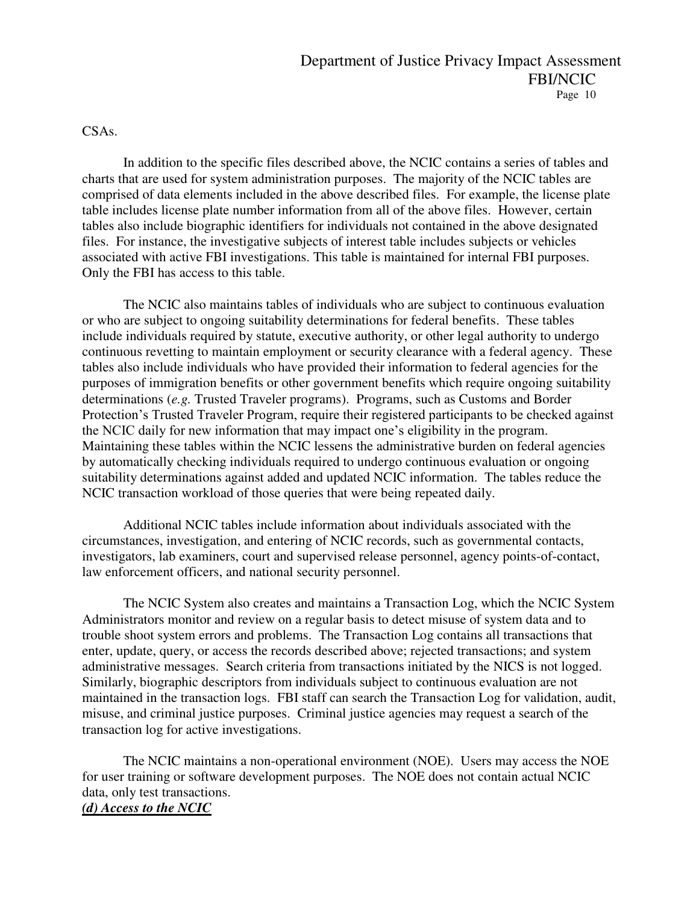CSAs.

In addition to the specific files described above, the NCIC contains a series of tables and charts that are used for system administration purposes. The majority of the NCIC tables are comprised of data elements included in the above described files. For example, the license plate table includes license plate number information from all of the above files. However, certain tables also include biographic identifiers for individuals not contained in the above designated files. For instance, the investigative subjects of interest table includes subjects or vehicles associated with active FBI investigations. This table is maintained for internal FBI purposes. Only the FBI has access to this table.

The NCIC also maintains tables of individuals who are subject to continuous evaluation or who are subject to ongoing suitability determinations for federal benefits. These tables include individuals required by statute, executive authority, or other legal authority to undergo continuous revetting to maintain employment or security clearance with a federal agency. These tables also include individuals who have provided their information to federal agencies for the purposes of immigration benefits or other government benefits which require ongoing suitability determinations (*e.g.* Trusted Traveler programs). Programs, such as Customs and Border Protection's Trusted Traveler Program, require their registered participants to be checked against the NCIC daily for new information that may impact one's eligibility in the program. Maintaining these tables within the NCIC lessens the administrative burden on federal agencies by automatically checking individuals required to undergo continuous evaluation or ongoing suitability determinations against added and updated NCIC information. The tables reduce the NCIC transaction workload of those queries that were being repeated daily.

Additional NCIC tables include information about individuals associated with the circumstances, investigation, and entering of NCIC records, such as governmental contacts, investigators, lab examiners, court and supervised release personnel, agency points-of-contact, law enforcement officers, and national security personnel.

The NCIC System also creates and maintains a Transaction Log, which the NCIC System Administrators monitor and review on a regular basis to detect misuse of system data and to trouble shoot system errors and problems. The Transaction Log contains all transactions that enter, update, query, or access the records described above; rejected transactions; and system administrative messages. Search criteria from transactions initiated by the NICS is not logged. Similarly, biographic descriptors from individuals subject to continuous evaluation are not maintained in the transaction logs. FBI staff can search the Transaction Log for validation, audit, misuse, and criminal justice purposes. Criminal justice agencies may request a search of the transaction log for active investigations.

The NCIC maintains a non-operational environment (NOE). Users may access the NOE for user training or software development purposes. The NOE does not contain actual NCIC data, only test transactions.

***(d) Access to the NCIC***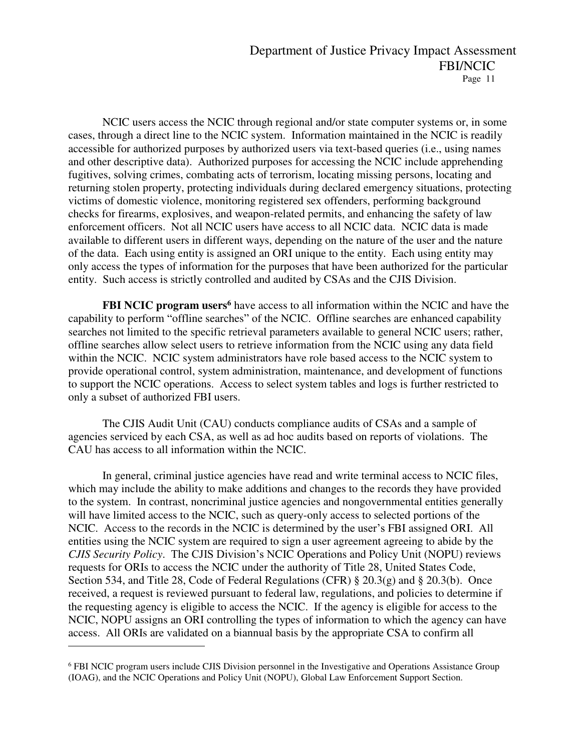NCIC users access the NCIC through regional and/or state computer systems or, in some cases, through a direct line to the NCIC system. Information maintained in the NCIC is readily accessible for authorized purposes by authorized users via text-based queries (i.e., using names and other descriptive data). Authorized purposes for accessing the NCIC include apprehending fugitives, solving crimes, combating acts of terrorism, locating missing persons, locating and returning stolen property, protecting individuals during declared emergency situations, protecting victims of domestic violence, monitoring registered sex offenders, performing background checks for firearms, explosives, and weapon-related permits, and enhancing the safety of law enforcement officers. Not all NCIC users have access to all NCIC data. NCIC data is made available to different users in different ways, depending on the nature of the user and the nature of the data. Each using entity is assigned an ORI unique to the entity. Each using entity may only access the types of information for the purposes that have been authorized for the particular entity. Such access is strictly controlled and audited by CSAs and the CJIS Division.

**FBI NCIC program users**[6] have access to all information within the NCIC and have the capability to perform "offline searches" of the NCIC. Offline searches are enhanced capability searches not limited to the specific retrieval parameters available to general NCIC users; rather, offline searches allow select users to retrieve information from the NCIC using any data field within the NCIC. NCIC system administrators have role based access to the NCIC system to provide operational control, system administration, maintenance, and development of functions to support the NCIC operations. Access to select system tables and logs is further restricted to only a subset of authorized FBI users.

The CJIS Audit Unit (CAU) conducts compliance audits of CSAs and a sample of agencies serviced by each CSA, as well as ad hoc audits based on reports of violations. The CAU has access to all information within the NCIC.

In general, criminal justice agencies have read and write terminal access to NCIC files, which may include the ability to make additions and changes to the records they have provided to the system. In contrast, noncriminal justice agencies and nongovernmental entities generally will have limited access to the NCIC, such as query-only access to selected portions of the NCIC. Access to the records in the NCIC is determined by the user's FBI assigned ORI. All entities using the NCIC system are required to sign a user agreement agreeing to abide by the *CJIS Security Policy*. The CJIS Division's NCIC Operations and Policy Unit (NOPU) reviews requests for ORIs to access the NCIC under the authority of Title 28, United States Code, Section 534, and Title 28, Code of Federal Regulations (CFR) § 20.3(g) and § 20.3(b). Once received, a request is reviewed pursuant to federal law, regulations, and policies to determine if the requesting agency is eligible to access the NCIC. If the agency is eligible for access to the NCIC, NOPU assigns an ORI controlling the types of information to which the agency can have access. All ORIs are validated on a biannual basis by the appropriate CSA to confirm all

---

[6] FBI NCIC program users include CJIS Division personnel in the Investigative and Operations Assistance Group (IOAG), and the NCIC Operations and Policy Unit (NOPU), Global Law Enforcement Support Section.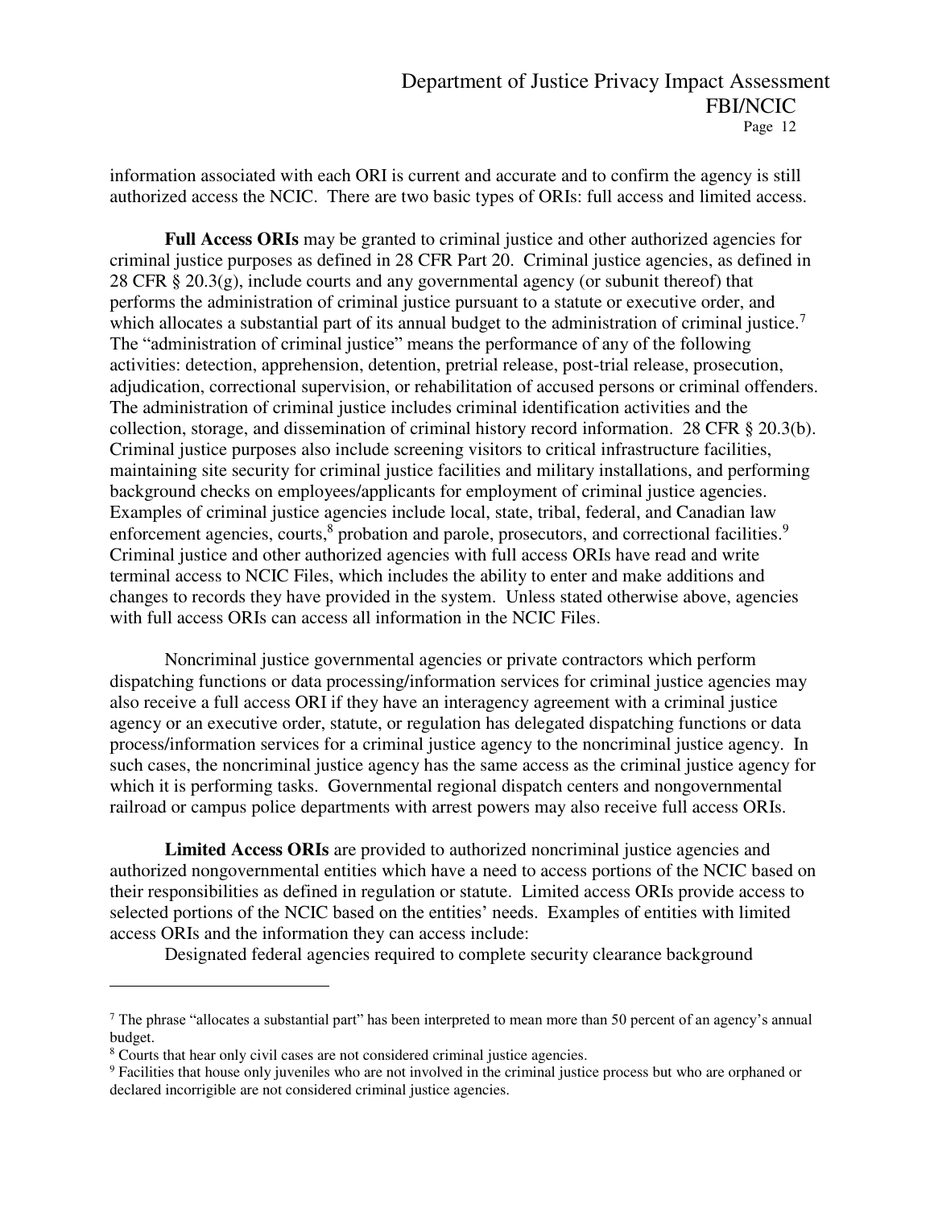information associated with each ORI is current and accurate and to confirm the agency is still authorized access the NCIC. There are two basic types of ORIs: full access and limited access.

**Full Access ORIs** may be granted to criminal justice and other authorized agencies for criminal justice purposes as defined in 28 CFR Part 20. Criminal justice agencies, as defined in 28 CFR § 20.3(g), include courts and any governmental agency (or subunit thereof) that performs the administration of criminal justice pursuant to a statute or executive order, and which allocates a substantial part of its annual budget to the administration of criminal justice.[7] The "administration of criminal justice" means the performance of any of the following activities: detection, apprehension, detention, pretrial release, post-trial release, prosecution, adjudication, correctional supervision, or rehabilitation of accused persons or criminal offenders. The administration of criminal justice includes criminal identification activities and the collection, storage, and dissemination of criminal history record information. 28 CFR § 20.3(b). Criminal justice purposes also include screening visitors to critical infrastructure facilities, maintaining site security for criminal justice facilities and military installations, and performing background checks on employees/applicants for employment of criminal justice agencies. Examples of criminal justice agencies include local, state, tribal, federal, and Canadian law enforcement agencies, courts,[8] probation and parole, prosecutors, and correctional facilities.[9] Criminal justice and other authorized agencies with full access ORIs have read and write terminal access to NCIC Files, which includes the ability to enter and make additions and changes to records they have provided in the system. Unless stated otherwise above, agencies with full access ORIs can access all information in the NCIC Files.

Noncriminal justice governmental agencies or private contractors which perform dispatching functions or data processing/information services for criminal justice agencies may also receive a full access ORI if they have an interagency agreement with a criminal justice agency or an executive order, statute, or regulation has delegated dispatching functions or data process/information services for a criminal justice agency to the noncriminal justice agency. In such cases, the noncriminal justice agency has the same access as the criminal justice agency for which it is performing tasks. Governmental regional dispatch centers and nongovernmental railroad or campus police departments with arrest powers may also receive full access ORIs.

**Limited Access ORIs** are provided to authorized noncriminal justice agencies and authorized nongovernmental entities which have a need to access portions of the NCIC based on their responsibilities as defined in regulation or statute. Limited access ORIs provide access to selected portions of the NCIC based on the entities' needs. Examples of entities with limited access ORIs and the information they can access include:

Designated federal agencies required to complete security clearance background

---

[7] The phrase "allocates a substantial part" has been interpreted to mean more than 50 percent of an agency's annual budget.

[8] Courts that hear only civil cases are not considered criminal justice agencies.

[9] Facilities that house only juveniles who are not involved in the criminal justice process but who are orphaned or declared incorrigible are not considered criminal justice agencies.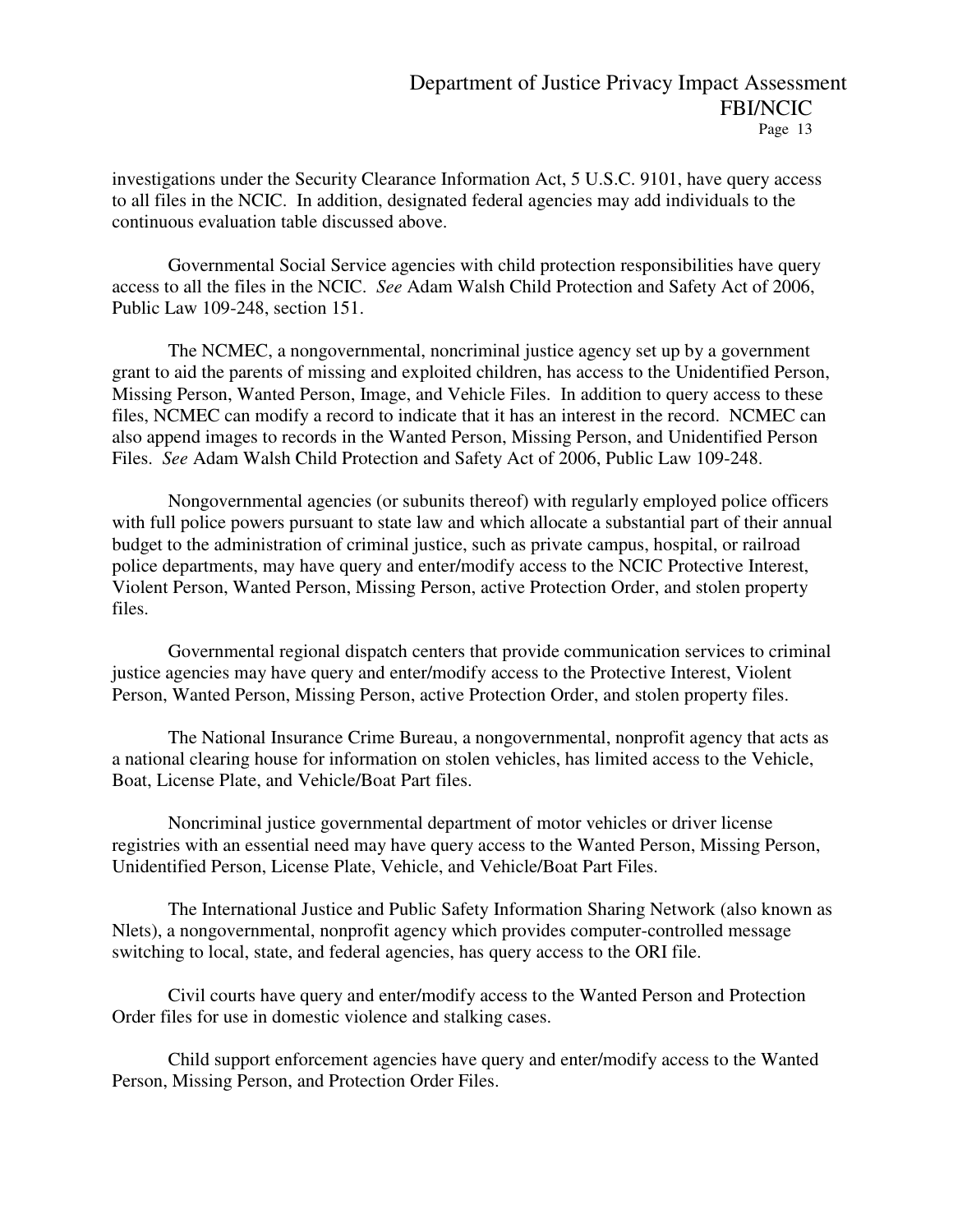investigations under the Security Clearance Information Act, 5 U.S.C. 9101, have query access to all files in the NCIC. In addition, designated federal agencies may add individuals to the continuous evaluation table discussed above.

Governmental Social Service agencies with child protection responsibilities have query access to all the files in the NCIC. *See* Adam Walsh Child Protection and Safety Act of 2006, Public Law 109-248, section 151.

The NCMEC, a nongovernmental, noncriminal justice agency set up by a government grant to aid the parents of missing and exploited children, has access to the Unidentified Person, Missing Person, Wanted Person, Image, and Vehicle Files. In addition to query access to these files, NCMEC can modify a record to indicate that it has an interest in the record. NCMEC can also append images to records in the Wanted Person, Missing Person, and Unidentified Person Files. *See* Adam Walsh Child Protection and Safety Act of 2006, Public Law 109-248.

Nongovernmental agencies (or subunits thereof) with regularly employed police officers with full police powers pursuant to state law and which allocate a substantial part of their annual budget to the administration of criminal justice, such as private campus, hospital, or railroad police departments, may have query and enter/modify access to the NCIC Protective Interest, Violent Person, Wanted Person, Missing Person, active Protection Order, and stolen property files.

Governmental regional dispatch centers that provide communication services to criminal justice agencies may have query and enter/modify access to the Protective Interest, Violent Person, Wanted Person, Missing Person, active Protection Order, and stolen property files.

The National Insurance Crime Bureau, a nongovernmental, nonprofit agency that acts as a national clearing house for information on stolen vehicles, has limited access to the Vehicle, Boat, License Plate, and Vehicle/Boat Part files.

Noncriminal justice governmental department of motor vehicles or driver license registries with an essential need may have query access to the Wanted Person, Missing Person, Unidentified Person, License Plate, Vehicle, and Vehicle/Boat Part Files.

The International Justice and Public Safety Information Sharing Network (also known as Nlets), a nongovernmental, nonprofit agency which provides computer-controlled message switching to local, state, and federal agencies, has query access to the ORI file.

Civil courts have query and enter/modify access to the Wanted Person and Protection Order files for use in domestic violence and stalking cases.

Child support enforcement agencies have query and enter/modify access to the Wanted Person, Missing Person, and Protection Order Files.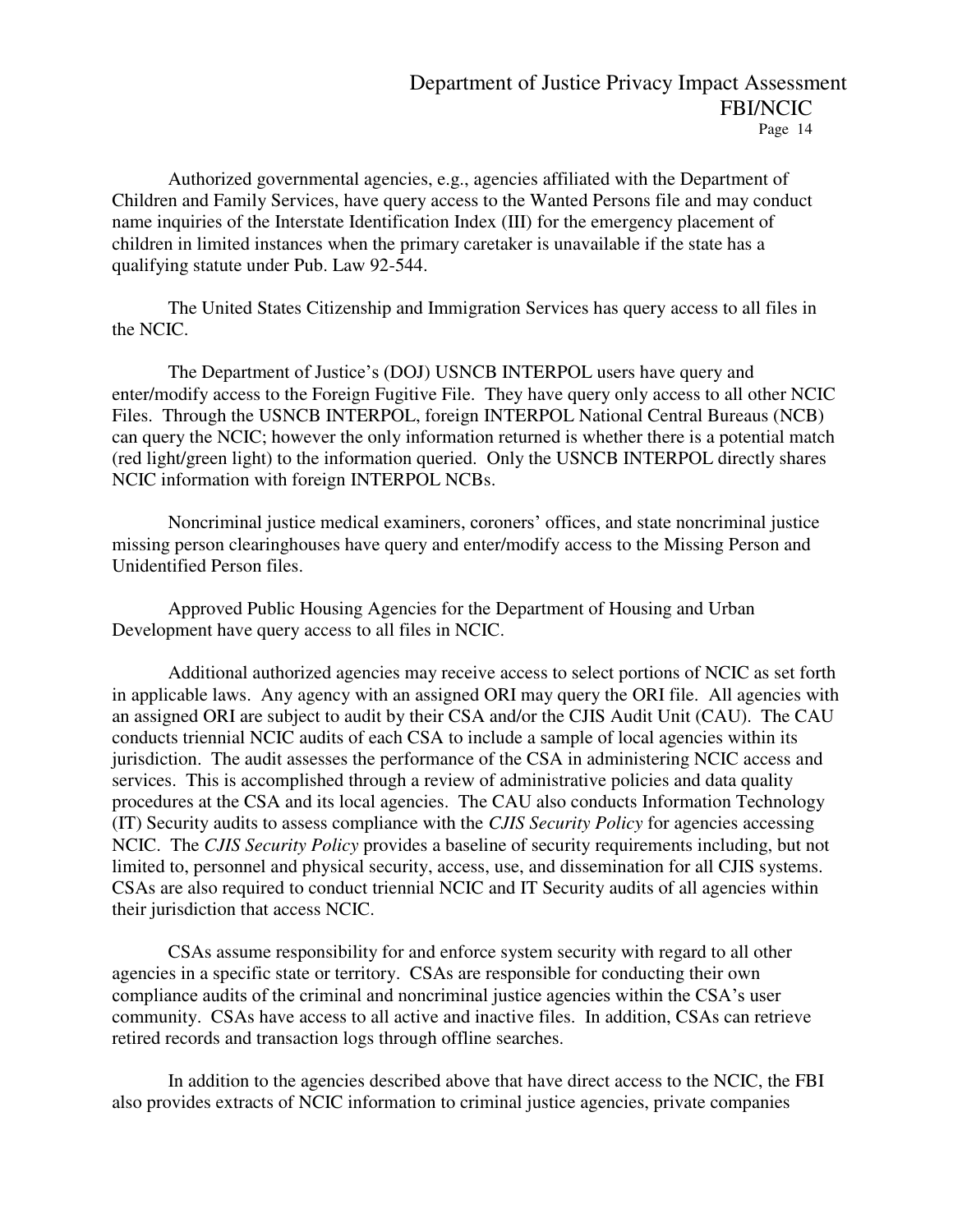Authorized governmental agencies, e.g., agencies affiliated with the Department of Children and Family Services, have query access to the Wanted Persons file and may conduct name inquiries of the Interstate Identification Index (III) for the emergency placement of children in limited instances when the primary caretaker is unavailable if the state has a qualifying statute under Pub. Law 92-544.

The United States Citizenship and Immigration Services has query access to all files in the NCIC.

The Department of Justice's (DOJ) USNCB INTERPOL users have query and enter/modify access to the Foreign Fugitive File. They have query only access to all other NCIC Files. Through the USNCB INTERPOL, foreign INTERPOL National Central Bureaus (NCB) can query the NCIC; however the only information returned is whether there is a potential match (red light/green light) to the information queried. Only the USNCB INTERPOL directly shares NCIC information with foreign INTERPOL NCBs.

Noncriminal justice medical examiners, coroners' offices, and state noncriminal justice missing person clearinghouses have query and enter/modify access to the Missing Person and Unidentified Person files.

Approved Public Housing Agencies for the Department of Housing and Urban Development have query access to all files in NCIC.

Additional authorized agencies may receive access to select portions of NCIC as set forth in applicable laws. Any agency with an assigned ORI may query the ORI file. All agencies with an assigned ORI are subject to audit by their CSA and/or the CJIS Audit Unit (CAU). The CAU conducts triennial NCIC audits of each CSA to include a sample of local agencies within its jurisdiction. The audit assesses the performance of the CSA in administering NCIC access and services. This is accomplished through a review of administrative policies and data quality procedures at the CSA and its local agencies. The CAU also conducts Information Technology (IT) Security audits to assess compliance with the *CJIS Security Policy* for agencies accessing NCIC. The *CJIS Security Policy* provides a baseline of security requirements including, but not limited to, personnel and physical security, access, use, and dissemination for all CJIS systems. CSAs are also required to conduct triennial NCIC and IT Security audits of all agencies within their jurisdiction that access NCIC.

CSAs assume responsibility for and enforce system security with regard to all other agencies in a specific state or territory. CSAs are responsible for conducting their own compliance audits of the criminal and noncriminal justice agencies within the CSA's user community. CSAs have access to all active and inactive files. In addition, CSAs can retrieve retired records and transaction logs through offline searches.

In addition to the agencies described above that have direct access to the NCIC, the FBI also provides extracts of NCIC information to criminal justice agencies, private companies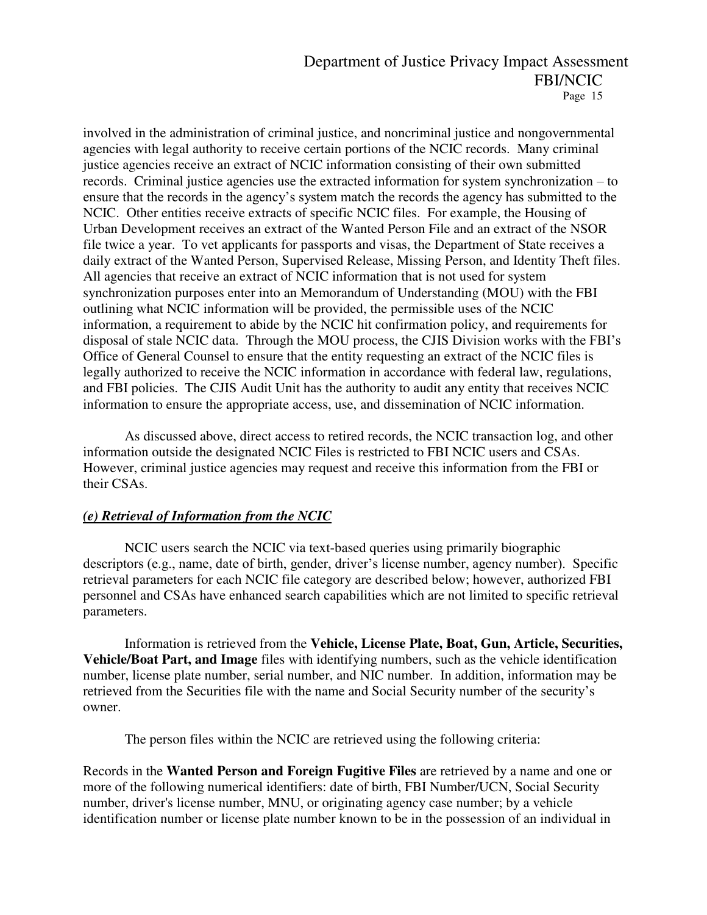involved in the administration of criminal justice, and noncriminal justice and nongovernmental agencies with legal authority to receive certain portions of the NCIC records. Many criminal justice agencies receive an extract of NCIC information consisting of their own submitted records. Criminal justice agencies use the extracted information for system synchronization – to ensure that the records in the agency's system match the records the agency has submitted to the NCIC. Other entities receive extracts of specific NCIC files. For example, the Housing of Urban Development receives an extract of the Wanted Person File and an extract of the NSOR file twice a year. To vet applicants for passports and visas, the Department of State receives a daily extract of the Wanted Person, Supervised Release, Missing Person, and Identity Theft files. All agencies that receive an extract of NCIC information that is not used for system synchronization purposes enter into an Memorandum of Understanding (MOU) with the FBI outlining what NCIC information will be provided, the permissible uses of the NCIC information, a requirement to abide by the NCIC hit confirmation policy, and requirements for disposal of stale NCIC data. Through the MOU process, the CJIS Division works with the FBI's Office of General Counsel to ensure that the entity requesting an extract of the NCIC files is legally authorized to receive the NCIC information in accordance with federal law, regulations, and FBI policies. The CJIS Audit Unit has the authority to audit any entity that receives NCIC information to ensure the appropriate access, use, and dissemination of NCIC information.

As discussed above, direct access to retired records, the NCIC transaction log, and other information outside the designated NCIC Files is restricted to FBI NCIC users and CSAs. However, criminal justice agencies may request and receive this information from the FBI or their CSAs.

***(e) Retrieval of Information from the NCIC***

NCIC users search the NCIC via text-based queries using primarily biographic descriptors (e.g., name, date of birth, gender, driver's license number, agency number). Specific retrieval parameters for each NCIC file category are described below; however, authorized FBI personnel and CSAs have enhanced search capabilities which are not limited to specific retrieval parameters.

Information is retrieved from the **Vehicle, License Plate, Boat, Gun, Article, Securities, Vehicle/Boat Part, and Image** files with identifying numbers, such as the vehicle identification number, license plate number, serial number, and NIC number. In addition, information may be retrieved from the Securities file with the name and Social Security number of the security's owner.

The person files within the NCIC are retrieved using the following criteria:

Records in the **Wanted Person and Foreign Fugitive Files** are retrieved by a name and one or more of the following numerical identifiers: date of birth, FBI Number/UCN, Social Security number, driver's license number, MNU, or originating agency case number; by a vehicle identification number or license plate number known to be in the possession of an individual in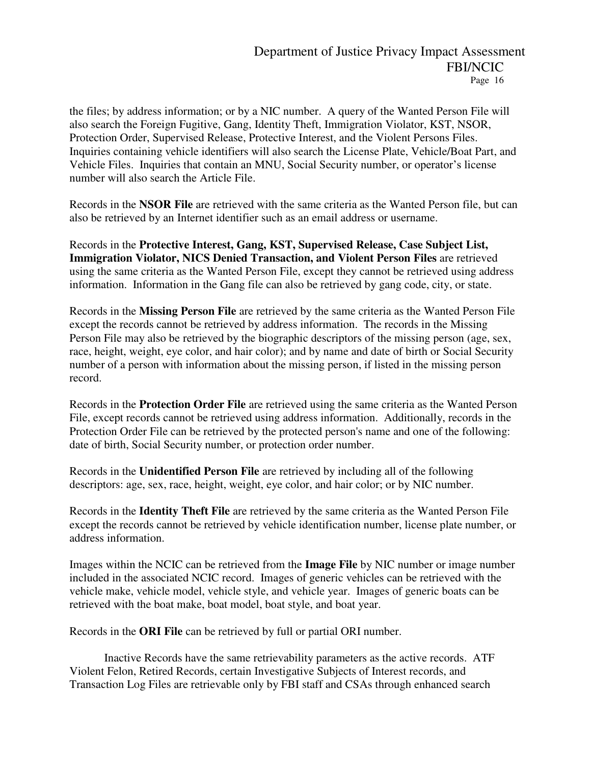the files; by address information; or by a NIC number. A query of the Wanted Person File will also search the Foreign Fugitive, Gang, Identity Theft, Immigration Violator, KST, NSOR, Protection Order, Supervised Release, Protective Interest, and the Violent Persons Files. Inquiries containing vehicle identifiers will also search the License Plate, Vehicle/Boat Part, and Vehicle Files. Inquiries that contain an MNU, Social Security number, or operator's license number will also search the Article File.

Records in the **NSOR File** are retrieved with the same criteria as the Wanted Person file, but can also be retrieved by an Internet identifier such as an email address or username.

Records in the **Protective Interest, Gang, KST, Supervised Release, Case Subject List, Immigration Violator, NICS Denied Transaction, and Violent Person Files** are retrieved using the same criteria as the Wanted Person File, except they cannot be retrieved using address information. Information in the Gang file can also be retrieved by gang code, city, or state.

Records in the **Missing Person File** are retrieved by the same criteria as the Wanted Person File except the records cannot be retrieved by address information. The records in the Missing Person File may also be retrieved by the biographic descriptors of the missing person (age, sex, race, height, weight, eye color, and hair color); and by name and date of birth or Social Security number of a person with information about the missing person, if listed in the missing person record.

Records in the **Protection Order File** are retrieved using the same criteria as the Wanted Person File, except records cannot be retrieved using address information. Additionally, records in the Protection Order File can be retrieved by the protected person's name and one of the following: date of birth, Social Security number, or protection order number.

Records in the **Unidentified Person File** are retrieved by including all of the following descriptors: age, sex, race, height, weight, eye color, and hair color; or by NIC number.

Records in the **Identity Theft File** are retrieved by the same criteria as the Wanted Person File except the records cannot be retrieved by vehicle identification number, license plate number, or address information.

Images within the NCIC can be retrieved from the **Image File** by NIC number or image number included in the associated NCIC record. Images of generic vehicles can be retrieved with the vehicle make, vehicle model, vehicle style, and vehicle year. Images of generic boats can be retrieved with the boat make, boat model, boat style, and boat year.

Records in the **ORI File** can be retrieved by full or partial ORI number.

Inactive Records have the same retrievability parameters as the active records. ATF Violent Felon, Retired Records, certain Investigative Subjects of Interest records, and Transaction Log Files are retrievable only by FBI staff and CSAs through enhanced search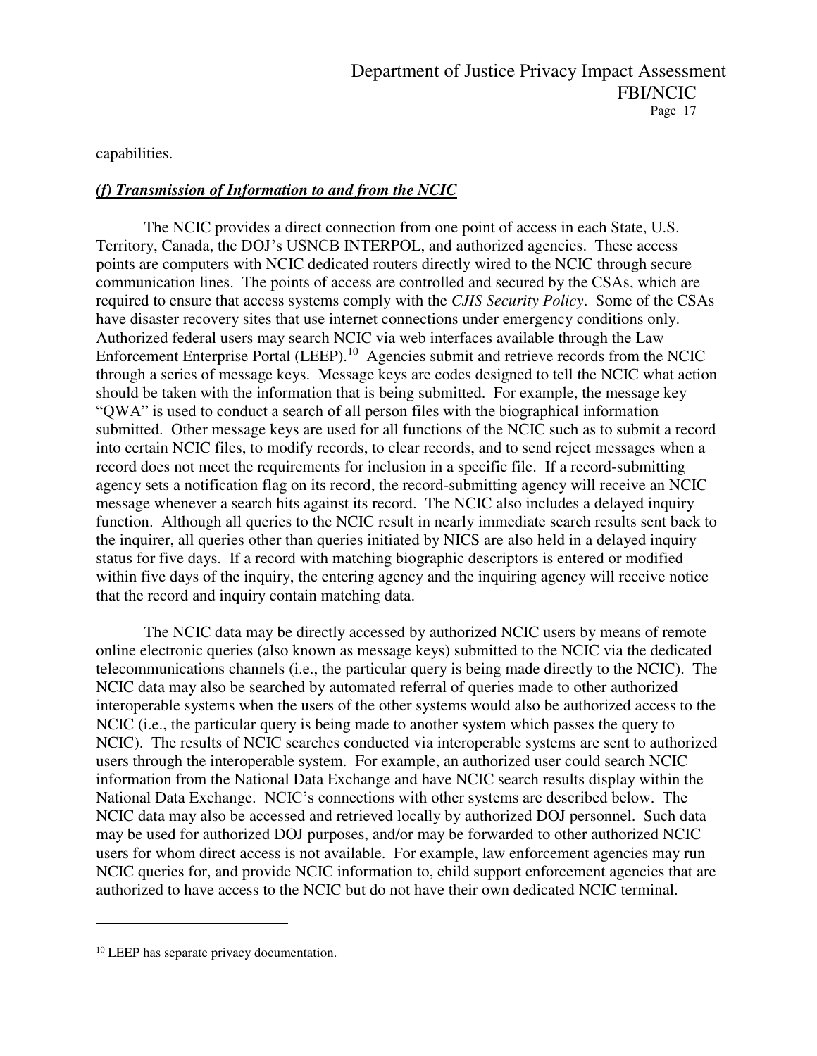capabilities.

***(f) Transmission of Information to and from the NCIC***

The NCIC provides a direct connection from one point of access in each State, U.S. Territory, Canada, the DOJ's USNCB INTERPOL, and authorized agencies. These access points are computers with NCIC dedicated routers directly wired to the NCIC through secure communication lines. The points of access are controlled and secured by the CSAs, which are required to ensure that access systems comply with the *CJIS Security Policy*. Some of the CSAs have disaster recovery sites that use internet connections under emergency conditions only. Authorized federal users may search NCIC via web interfaces available through the Law Enforcement Enterprise Portal (LEEP).[10] Agencies submit and retrieve records from the NCIC through a series of message keys. Message keys are codes designed to tell the NCIC what action should be taken with the information that is being submitted. For example, the message key "QWA" is used to conduct a search of all person files with the biographical information submitted. Other message keys are used for all functions of the NCIC such as to submit a record into certain NCIC files, to modify records, to clear records, and to send reject messages when a record does not meet the requirements for inclusion in a specific file. If a record-submitting agency sets a notification flag on its record, the record-submitting agency will receive an NCIC message whenever a search hits against its record. The NCIC also includes a delayed inquiry function. Although all queries to the NCIC result in nearly immediate search results sent back to the inquirer, all queries other than queries initiated by NICS are also held in a delayed inquiry status for five days. If a record with matching biographic descriptors is entered or modified within five days of the inquiry, the entering agency and the inquiring agency will receive notice that the record and inquiry contain matching data.

The NCIC data may be directly accessed by authorized NCIC users by means of remote online electronic queries (also known as message keys) submitted to the NCIC via the dedicated telecommunications channels (i.e., the particular query is being made directly to the NCIC). The NCIC data may also be searched by automated referral of queries made to other authorized interoperable systems when the users of the other systems would also be authorized access to the NCIC (i.e., the particular query is being made to another system which passes the query to NCIC). The results of NCIC searches conducted via interoperable systems are sent to authorized users through the interoperable system. For example, an authorized user could search NCIC information from the National Data Exchange and have NCIC search results display within the National Data Exchange. NCIC's connections with other systems are described below. The NCIC data may also be accessed and retrieved locally by authorized DOJ personnel. Such data may be used for authorized DOJ purposes, and/or may be forwarded to other authorized NCIC users for whom direct access is not available. For example, law enforcement agencies may run NCIC queries for, and provide NCIC information to, child support enforcement agencies that are authorized to have access to the NCIC but do not have their own dedicated NCIC terminal.

---

[10] LEEP has separate privacy documentation.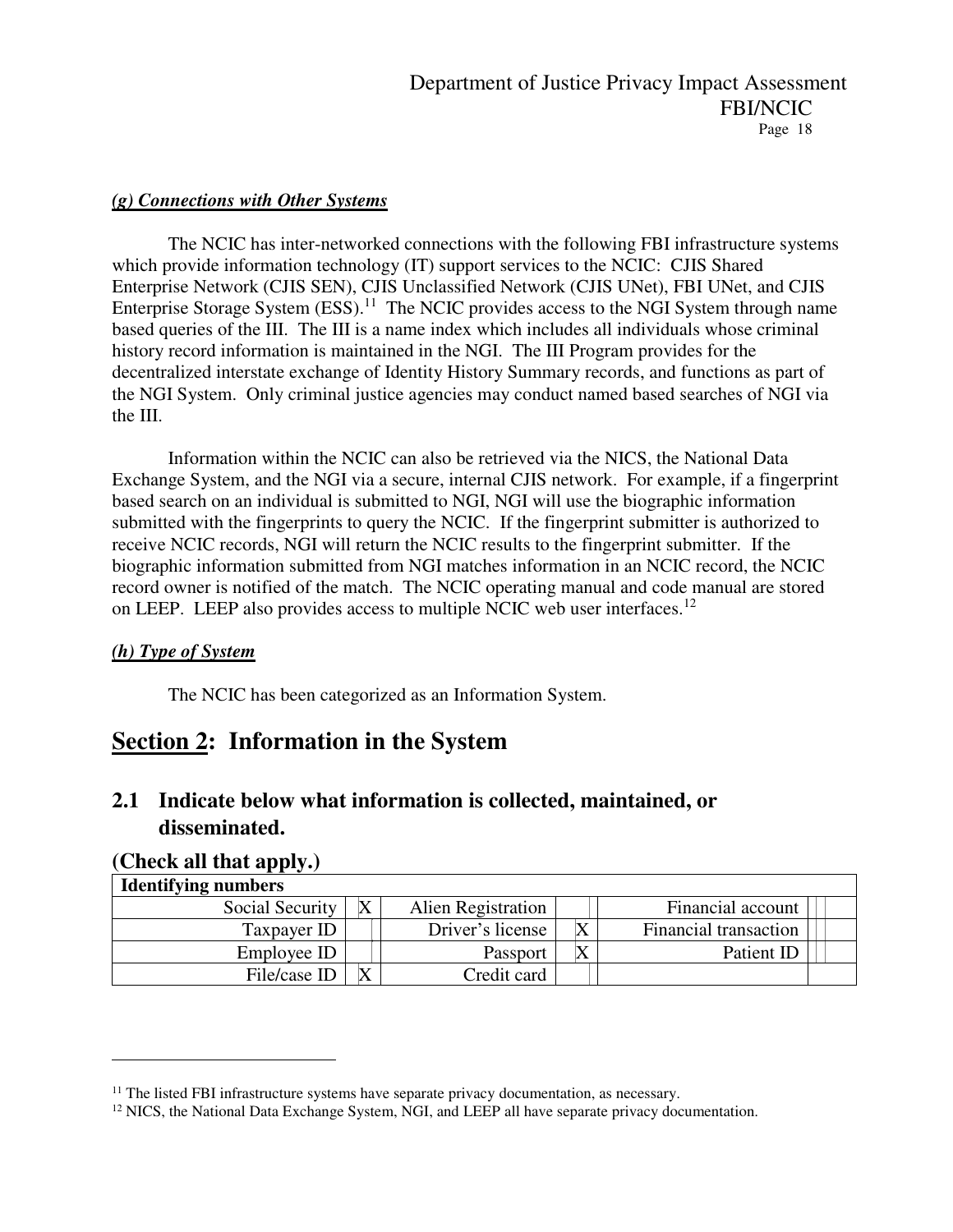***(g) Connections with Other Systems***

The NCIC has inter-networked connections with the following FBI infrastructure systems which provide information technology (IT) support services to the NCIC: CJIS Shared Enterprise Network (CJIS SEN), CJIS Unclassified Network (CJIS UNet), FBI UNet, and CJIS Enterprise Storage System (ESS).[11] The NCIC provides access to the NGI System through name based queries of the III. The III is a name index which includes all individuals whose criminal history record information is maintained in the NGI. The III Program provides for the decentralized interstate exchange of Identity History Summary records, and functions as part of the NGI System. Only criminal justice agencies may conduct named based searches of NGI via the III.

Information within the NCIC can also be retrieved via the NICS, the National Data Exchange System, and the NGI via a secure, internal CJIS network. For example, if a fingerprint based search on an individual is submitted to NGI, NGI will use the biographic information submitted with the fingerprints to query the NCIC. If the fingerprint submitter is authorized to receive NCIC records, NGI will return the NCIC results to the fingerprint submitter. If the biographic information submitted from NGI matches information in an NCIC record, the NCIC record owner is notified of the match. The NCIC operating manual and code manual are stored on LEEP. LEEP also provides access to multiple NCIC web user interfaces.[12]

***(h) Type of System***

The NCIC has been categorized as an Information System.

# Section 2: Information in the System

## 2.1 Indicate below what information is collected, maintained, or disseminated.

### (Check all that apply.)

| **Identifying numbers** | | | | | |
|---|---|---|---|---|---|
| Social Security | X | Alien Registration | | Financial account | |
| Taxpayer ID | | Driver's license | X | Financial transaction | |
| Employee ID | | Passport | X | Patient ID | |
| File/case ID | X | Credit card | | | |

---

[11] The listed FBI infrastructure systems have separate privacy documentation, as necessary.

[12] NICS, the National Data Exchange System, NGI, and LEEP all have separate privacy documentation.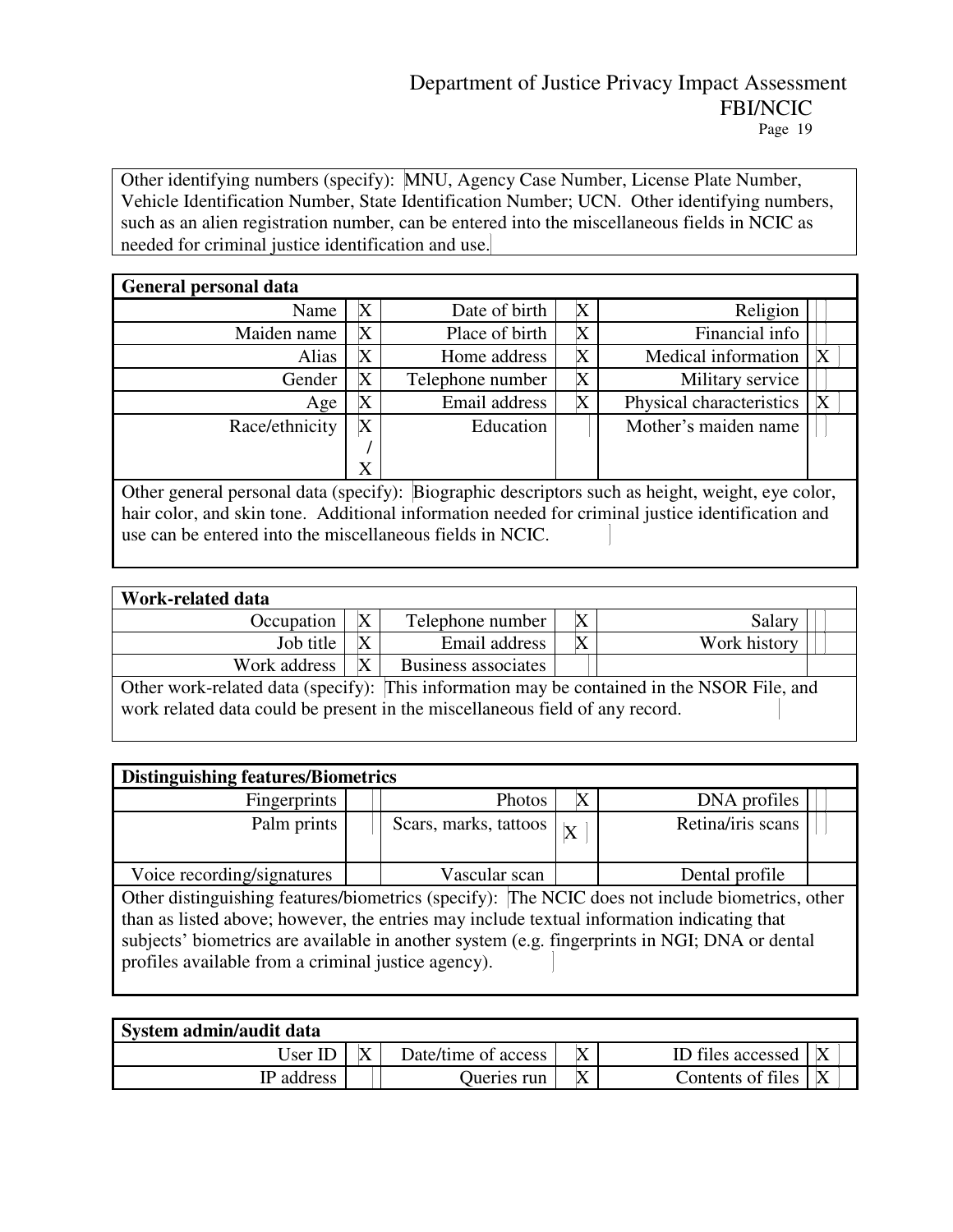Other identifying numbers (specify): MNU, Agency Case Number, License Plate Number, Vehicle Identification Number, State Identification Number; UCN. Other identifying numbers, such as an alien registration number, can be entered into the miscellaneous fields in NCIC as needed for criminal justice identification and use.

| **General personal data** | | | | | |
|---|---|---|---|---|---|
| Name | X | Date of birth | X | Religion | |
| Maiden name | X | Place of birth | X | Financial info | |
| Alias | X | Home address | X | Medical information | X |
| Gender | X | Telephone number | X | Military service | |
| Age | X | Email address | X | Physical characteristics | X |
| Race/ethnicity | X / X | Education | | Mother's maiden name | |

Other general personal data (specify): Biographic descriptors such as height, weight, eye color, hair color, and skin tone. Additional information needed for criminal justice identification and use can be entered into the miscellaneous fields in NCIC.

| **Work-related data** | | | | | |
|---|---|---|---|---|---|
| Occupation | X | Telephone number | X | Salary | |
| Job title | X | Email address | X | Work history | |
| Work address | X | Business associates | | | |

Other work-related data (specify): This information may be contained in the NSOR File, and work related data could be present in the miscellaneous field of any record.

| **Distinguishing features/Biometrics** | | | | | |
|---|---|---|---|---|---|
| Fingerprints | | Photos | X | DNA profiles | |
| Palm prints | | Scars, marks, tattoos | X | Retina/iris scans | |
| Voice recording/signatures | | Vascular scan | | Dental profile | |

Other distinguishing features/biometrics (specify): The NCIC does not include biometrics, other than as listed above; however, the entries may include textual information indicating that subjects' biometrics are available in another system (e.g. fingerprints in NGI; DNA or dental profiles available from a criminal justice agency).

| **System admin/audit data** | | | | | |
|---|---|---|---|---|---|
| User ID | X | Date/time of access | X | ID files accessed | X |
| IP address | | Queries run | X | Contents of files | X |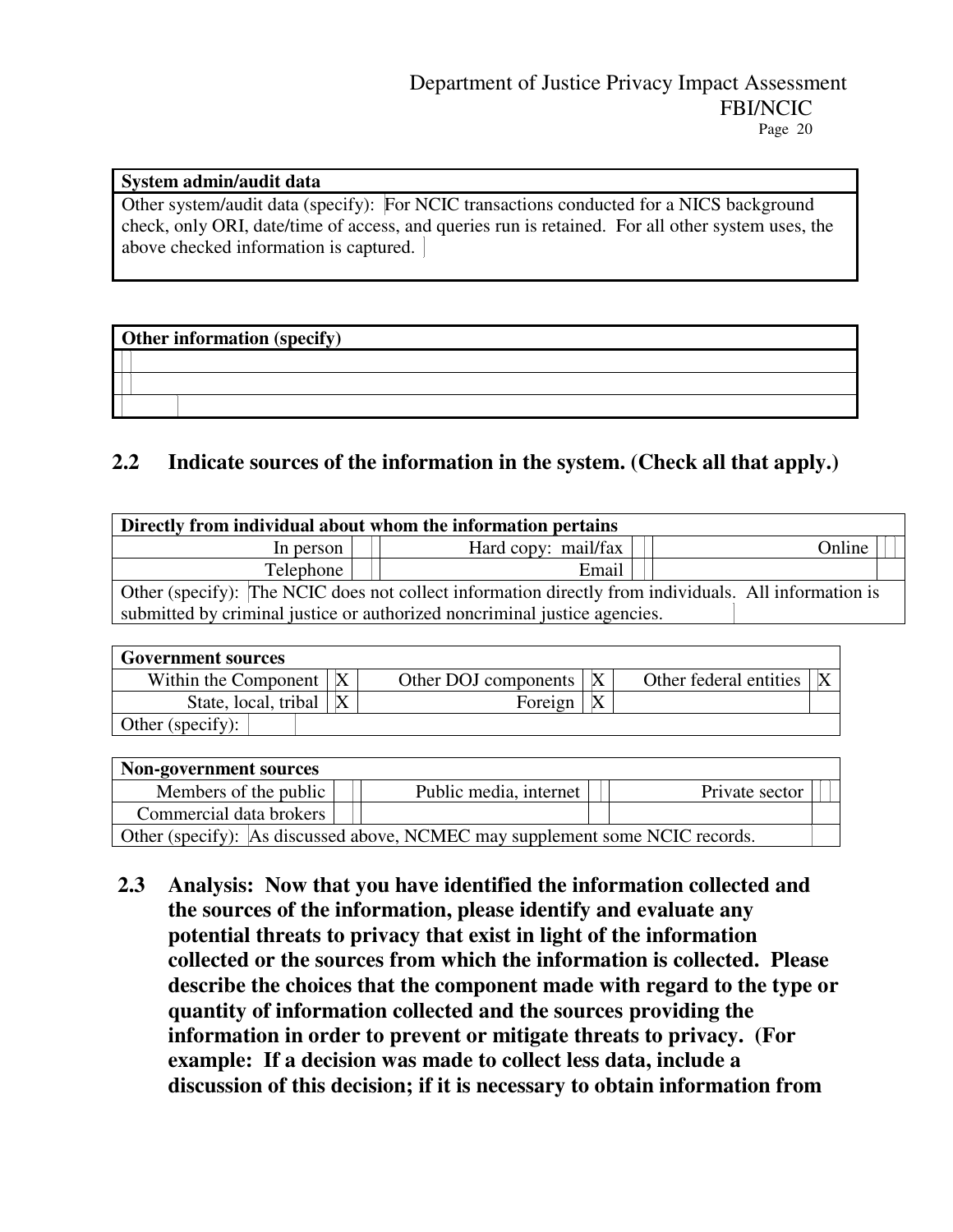| **System admin/audit data** |
| --- |
| Other system/audit data (specify): For NCIC transactions conducted for a NICS background check, only ORI, date/time of access, and queries run is retained. For all other system uses, the above checked information is captured. |

| **Other information (specify)** |
| --- |
| |
| |
| |

## 2.2 Indicate sources of the information in the system. (Check all that apply.)

| **Directly from individual about whom the information pertains** | | | | | |
| --- | --- | --- | --- | --- | --- |
| In person | | Hard copy: mail/fax | | Online | |
| Telephone | | Email | | | |
| Other (specify): The NCIC does not collect information directly from individuals. All information is submitted by criminal justice or authorized noncriminal justice agencies. | | | | | |

| **Government sources** | | | | | |
| --- | --- | --- | --- | --- | --- |
| Within the Component | X | Other DOJ components | X | Other federal entities | X |
| State, local, tribal | X | Foreign | X | | |
| Other (specify): | | | | | |

| **Non-government sources** | | | | | |
| --- | --- | --- | --- | --- | --- |
| Members of the public | | Public media, internet | | Private sector | |
| Commercial data brokers | | | | | |
| Other (specify): As discussed above, NCMEC may supplement some NCIC records. | | | | | |

**2.3 Analysis: Now that you have identified the information collected and the sources of the information, please identify and evaluate any potential threats to privacy that exist in light of the information collected or the sources from which the information is collected. Please describe the choices that the component made with regard to the type or quantity of information collected and the sources providing the information in order to prevent or mitigate threats to privacy. (For example: If a decision was made to collect less data, include a discussion of this decision; if it is necessary to obtain information from**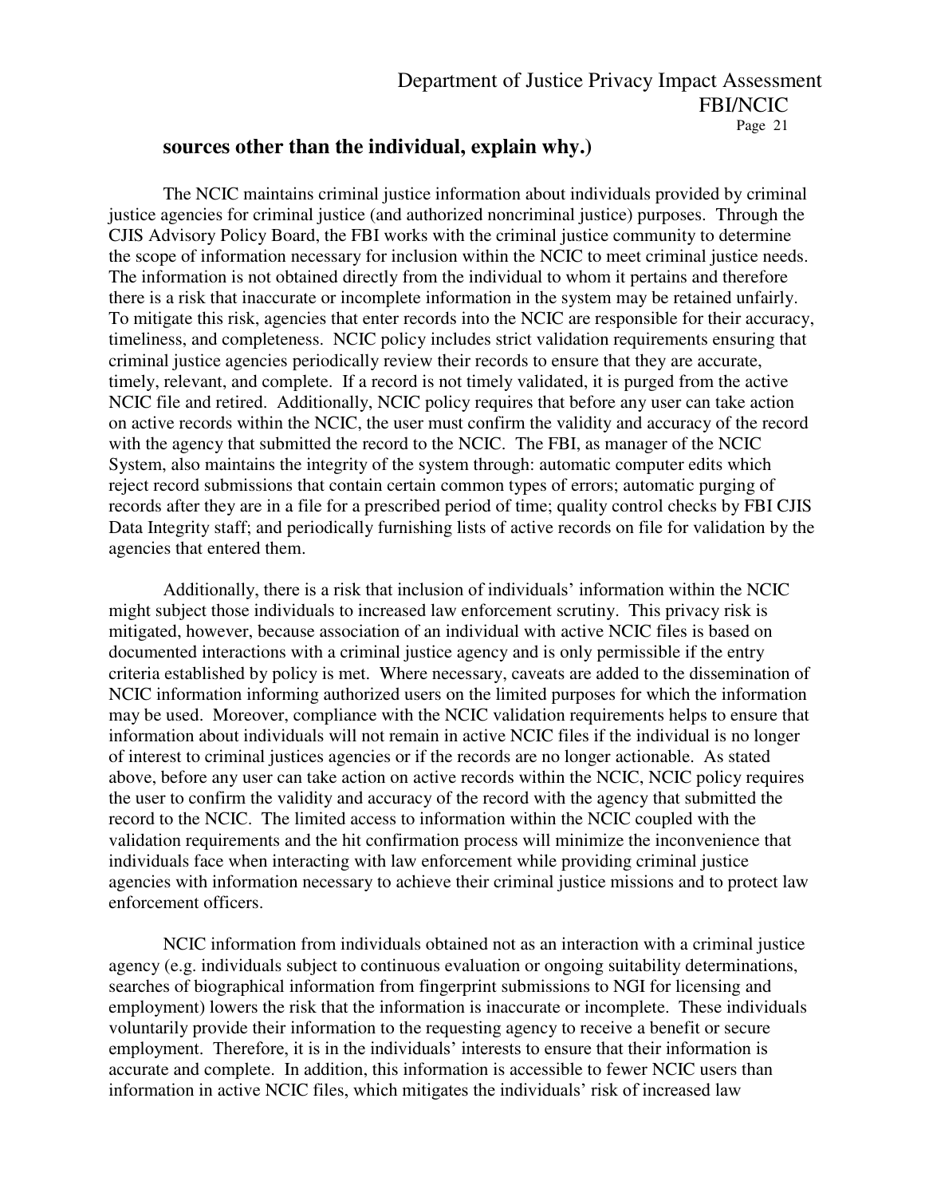**sources other than the individual, explain why.)**

The NCIC maintains criminal justice information about individuals provided by criminal justice agencies for criminal justice (and authorized noncriminal justice) purposes. Through the CJIS Advisory Policy Board, the FBI works with the criminal justice community to determine the scope of information necessary for inclusion within the NCIC to meet criminal justice needs. The information is not obtained directly from the individual to whom it pertains and therefore there is a risk that inaccurate or incomplete information in the system may be retained unfairly. To mitigate this risk, agencies that enter records into the NCIC are responsible for their accuracy, timeliness, and completeness. NCIC policy includes strict validation requirements ensuring that criminal justice agencies periodically review their records to ensure that they are accurate, timely, relevant, and complete. If a record is not timely validated, it is purged from the active NCIC file and retired. Additionally, NCIC policy requires that before any user can take action on active records within the NCIC, the user must confirm the validity and accuracy of the record with the agency that submitted the record to the NCIC. The FBI, as manager of the NCIC System, also maintains the integrity of the system through: automatic computer edits which reject record submissions that contain certain common types of errors; automatic purging of records after they are in a file for a prescribed period of time; quality control checks by FBI CJIS Data Integrity staff; and periodically furnishing lists of active records on file for validation by the agencies that entered them.

Additionally, there is a risk that inclusion of individuals' information within the NCIC might subject those individuals to increased law enforcement scrutiny. This privacy risk is mitigated, however, because association of an individual with active NCIC files is based on documented interactions with a criminal justice agency and is only permissible if the entry criteria established by policy is met. Where necessary, caveats are added to the dissemination of NCIC information informing authorized users on the limited purposes for which the information may be used. Moreover, compliance with the NCIC validation requirements helps to ensure that information about individuals will not remain in active NCIC files if the individual is no longer of interest to criminal justices agencies or if the records are no longer actionable. As stated above, before any user can take action on active records within the NCIC, NCIC policy requires the user to confirm the validity and accuracy of the record with the agency that submitted the record to the NCIC. The limited access to information within the NCIC coupled with the validation requirements and the hit confirmation process will minimize the inconvenience that individuals face when interacting with law enforcement while providing criminal justice agencies with information necessary to achieve their criminal justice missions and to protect law enforcement officers.

NCIC information from individuals obtained not as an interaction with a criminal justice agency (e.g. individuals subject to continuous evaluation or ongoing suitability determinations, searches of biographical information from fingerprint submissions to NGI for licensing and employment) lowers the risk that the information is inaccurate or incomplete. These individuals voluntarily provide their information to the requesting agency to receive a benefit or secure employment. Therefore, it is in the individuals' interests to ensure that their information is accurate and complete. In addition, this information is accessible to fewer NCIC users than information in active NCIC files, which mitigates the individuals' risk of increased law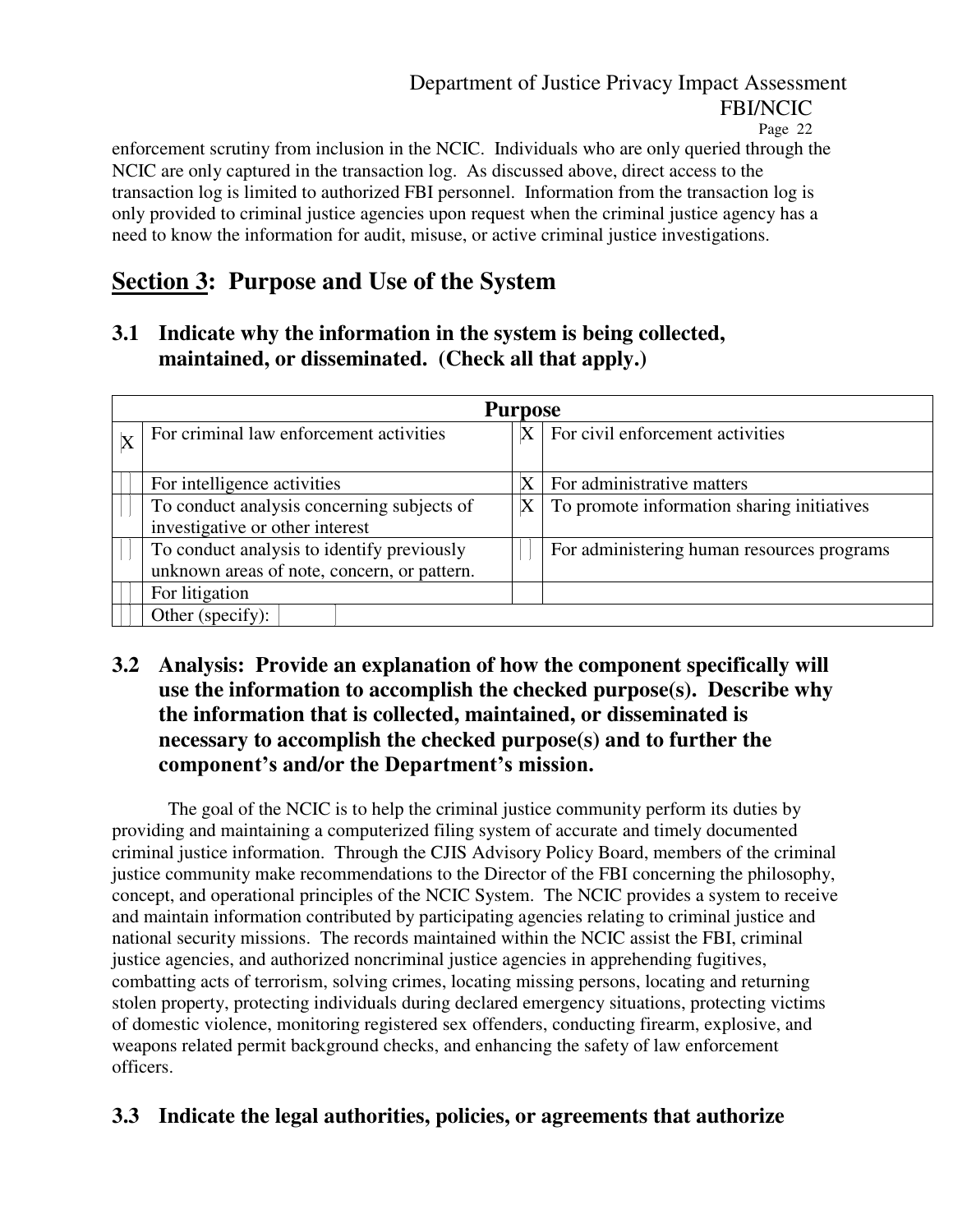enforcement scrutiny from inclusion in the NCIC. Individuals who are only queried through the NCIC are only captured in the transaction log. As discussed above, direct access to the transaction log is limited to authorized FBI personnel. Information from the transaction log is only provided to criminal justice agencies upon request when the criminal justice agency has a need to know the information for audit, misuse, or active criminal justice investigations.

## Section 3: Purpose and Use of the System

### 3.1 Indicate why the information in the system is being collected, maintained, or disseminated. (Check all that apply.)

| Purpose | | | |
|---|---|---|---|
| X | For criminal law enforcement activities | X | For civil enforcement activities |
| | For intelligence activities | X | For administrative matters |
| | To conduct analysis concerning subjects of investigative or other interest | X | To promote information sharing initiatives |
| | To conduct analysis to identify previously unknown areas of note, concern, or pattern. | | For administering human resources programs |
| | For litigation | | |
| | Other (specify): | | |

### 3.2 Analysis: Provide an explanation of how the component specifically will use the information to accomplish the checked purpose(s). Describe why the information that is collected, maintained, or disseminated is necessary to accomplish the checked purpose(s) and to further the component's and/or the Department's mission.

The goal of the NCIC is to help the criminal justice community perform its duties by providing and maintaining a computerized filing system of accurate and timely documented criminal justice information. Through the CJIS Advisory Policy Board, members of the criminal justice community make recommendations to the Director of the FBI concerning the philosophy, concept, and operational principles of the NCIC System. The NCIC provides a system to receive and maintain information contributed by participating agencies relating to criminal justice and national security missions. The records maintained within the NCIC assist the FBI, criminal justice agencies, and authorized noncriminal justice agencies in apprehending fugitives, combatting acts of terrorism, solving crimes, locating missing persons, locating and returning stolen property, protecting individuals during declared emergency situations, protecting victims of domestic violence, monitoring registered sex offenders, conducting firearm, explosive, and weapons related permit background checks, and enhancing the safety of law enforcement officers.

### 3.3 Indicate the legal authorities, policies, or agreements that authorize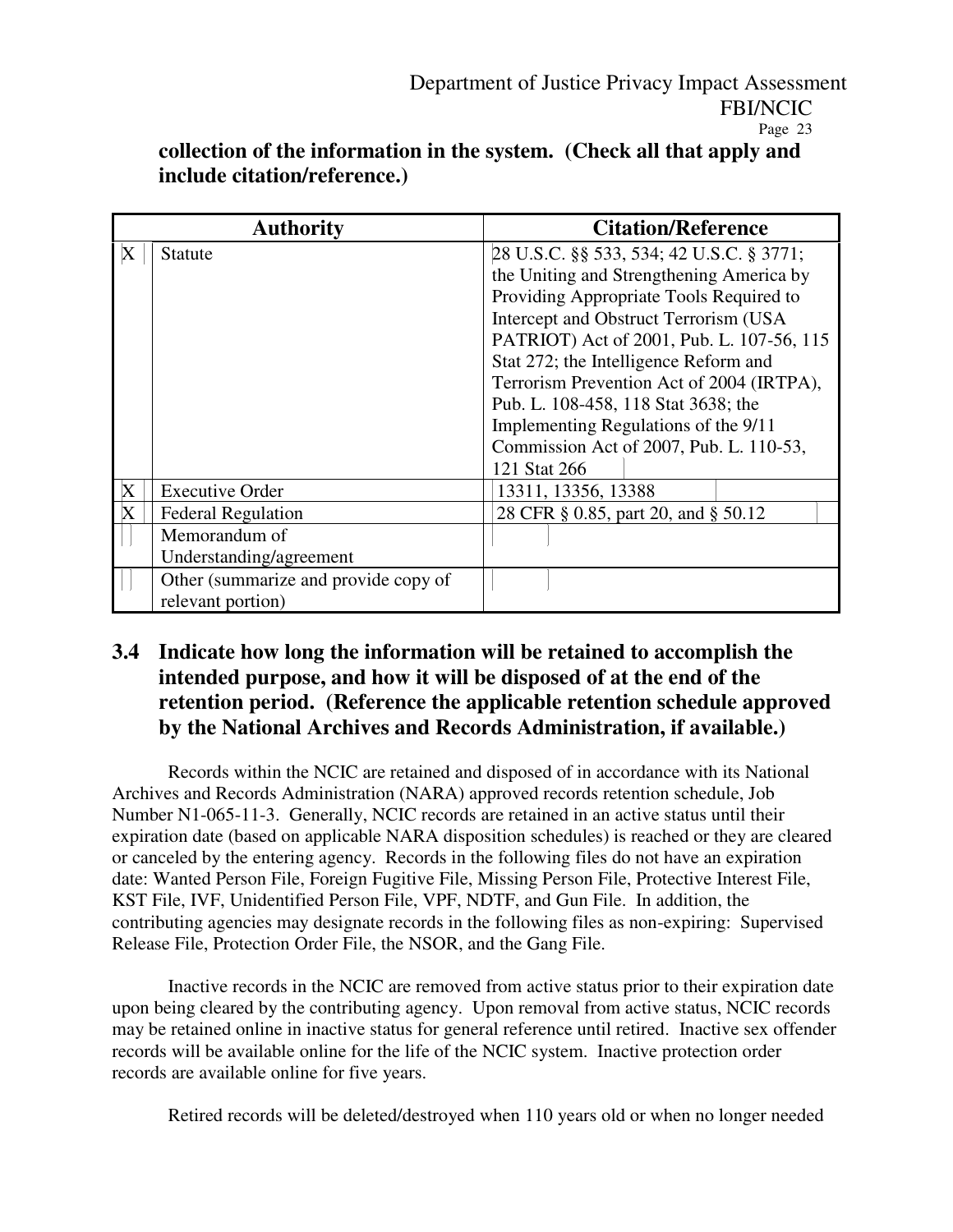**collection of the information in the system. (Check all that apply and include citation/reference.)**

| | Authority | Citation/Reference |
|---|---|---|
| X | Statute | 28 U.S.C. §§ 533, 534; 42 U.S.C. § 3771; the Uniting and Strengthening America by Providing Appropriate Tools Required to Intercept and Obstruct Terrorism (USA PATRIOT) Act of 2001, Pub. L. 107-56, 115 Stat 272; the Intelligence Reform and Terrorism Prevention Act of 2004 (IRTPA), Pub. L. 108-458, 118 Stat 3638; the Implementing Regulations of the 9/11 Commission Act of 2007, Pub. L. 110-53, 121 Stat 266 |
| X | Executive Order | 13311, 13356, 13388 |
| X | Federal Regulation | 28 CFR § 0.85, part 20, and § 50.12 |
| | Memorandum of Understanding/agreement | |
| | Other (summarize and provide copy of relevant portion) | |

## 3.4 Indicate how long the information will be retained to accomplish the intended purpose, and how it will be disposed of at the end of the retention period. (Reference the applicable retention schedule approved by the National Archives and Records Administration, if available.)

Records within the NCIC are retained and disposed of in accordance with its National Archives and Records Administration (NARA) approved records retention schedule, Job Number N1-065-11-3. Generally, NCIC records are retained in an active status until their expiration date (based on applicable NARA disposition schedules) is reached or they are cleared or canceled by the entering agency. Records in the following files do not have an expiration date: Wanted Person File, Foreign Fugitive File, Missing Person File, Protective Interest File, KST File, IVF, Unidentified Person File, VPF, NDTF, and Gun File. In addition, the contributing agencies may designate records in the following files as non-expiring: Supervised Release File, Protection Order File, the NSOR, and the Gang File.

Inactive records in the NCIC are removed from active status prior to their expiration date upon being cleared by the contributing agency. Upon removal from active status, NCIC records may be retained online in inactive status for general reference until retired. Inactive sex offender records will be available online for the life of the NCIC system. Inactive protection order records are available online for five years.

Retired records will be deleted/destroyed when 110 years old or when no longer needed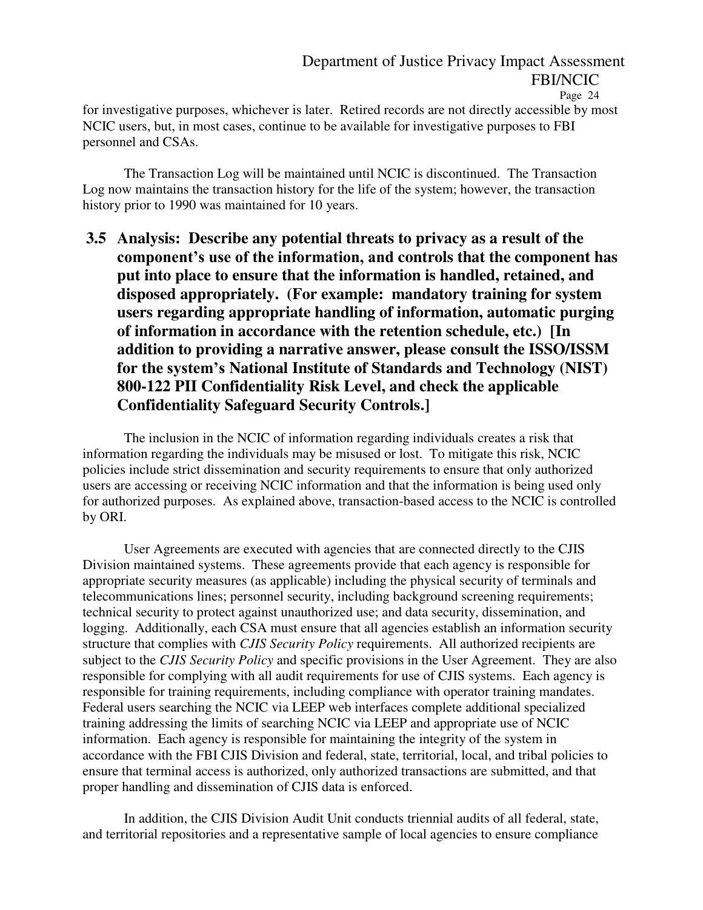for investigative purposes, whichever is later. Retired records are not directly accessible by most NCIC users, but, in most cases, continue to be available for investigative purposes to FBI personnel and CSAs.

The Transaction Log will be maintained until NCIC is discontinued. The Transaction Log now maintains the transaction history for the life of the system; however, the transaction history prior to 1990 was maintained for 10 years.

## 3.5 Analysis: Describe any potential threats to privacy as a result of the component's use of the information, and controls that the component has put into place to ensure that the information is handled, retained, and disposed appropriately. (For example: mandatory training for system users regarding appropriate handling of information, automatic purging of information in accordance with the retention schedule, etc.) [In addition to providing a narrative answer, please consult the ISSO/ISSM for the system's National Institute of Standards and Technology (NIST) 800-122 PII Confidentiality Risk Level, and check the applicable Confidentiality Safeguard Security Controls.]

The inclusion in the NCIC of information regarding individuals creates a risk that information regarding the individuals may be misused or lost. To mitigate this risk, NCIC policies include strict dissemination and security requirements to ensure that only authorized users are accessing or receiving NCIC information and that the information is being used only for authorized purposes. As explained above, transaction-based access to the NCIC is controlled by ORI.

User Agreements are executed with agencies that are connected directly to the CJIS Division maintained systems. These agreements provide that each agency is responsible for appropriate security measures (as applicable) including the physical security of terminals and telecommunications lines; personnel security, including background screening requirements; technical security to protect against unauthorized use; and data security, dissemination, and logging. Additionally, each CSA must ensure that all agencies establish an information security structure that complies with *CJIS Security Policy* requirements. All authorized recipients are subject to the *CJIS Security Policy* and specific provisions in the User Agreement. They are also responsible for complying with all audit requirements for use of CJIS systems. Each agency is responsible for training requirements, including compliance with operator training mandates. Federal users searching the NCIC via LEEP web interfaces complete additional specialized training addressing the limits of searching NCIC via LEEP and appropriate use of NCIC information. Each agency is responsible for maintaining the integrity of the system in accordance with the FBI CJIS Division and federal, state, territorial, local, and tribal policies to ensure that terminal access is authorized, only authorized transactions are submitted, and that proper handling and dissemination of CJIS data is enforced.

In addition, the CJIS Division Audit Unit conducts triennial audits of all federal, state, and territorial repositories and a representative sample of local agencies to ensure compliance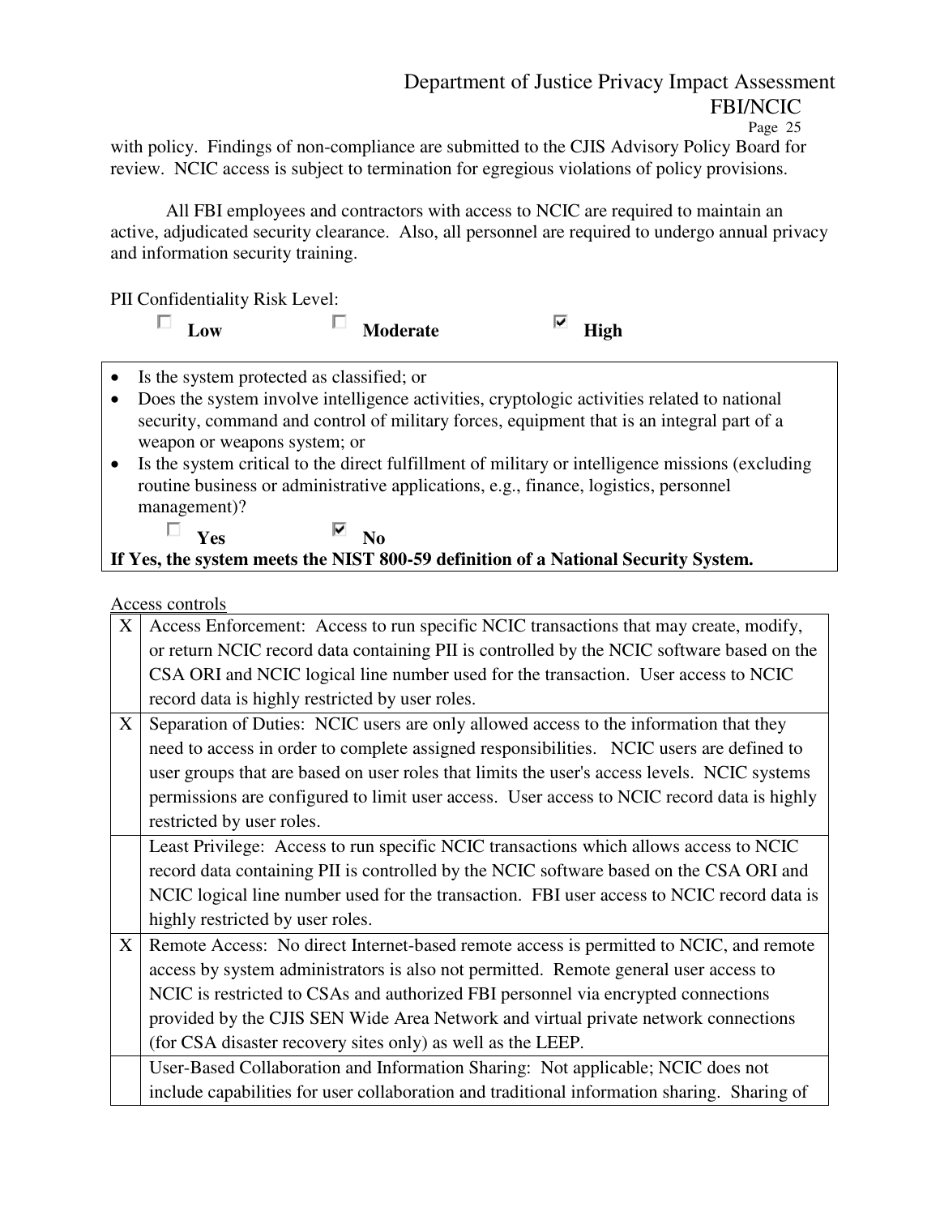with policy. Findings of non-compliance are submitted to the CJIS Advisory Policy Board for review. NCIC access is subject to termination for egregious violations of policy provisions.

All FBI employees and contractors with access to NCIC are required to maintain an active, adjudicated security clearance. Also, all personnel are required to undergo annual privacy and information security training.

PII Confidentiality Risk Level:

☐ **Low** ☐ **Moderate** ☑ **High**

- Is the system protected as classified; or
- Does the system involve intelligence activities, cryptologic activities related to national security, command and control of military forces, equipment that is an integral part of a weapon or weapons system; or
- Is the system critical to the direct fulfillment of military or intelligence missions (excluding routine business or administrative applications, e.g., finance, logistics, personnel management)?

☐ **Yes** ☑ **No**

**If Yes, the system meets the NIST 800-59 definition of a National Security System.**

Access controls

| | |
|---|---|
| X | Access Enforcement: Access to run specific NCIC transactions that may create, modify, or return NCIC record data containing PII is controlled by the NCIC software based on the CSA ORI and NCIC logical line number used for the transaction. User access to NCIC record data is highly restricted by user roles. |
| X | Separation of Duties: NCIC users are only allowed access to the information that they need to access in order to complete assigned responsibilities. NCIC users are defined to user groups that are based on user roles that limits the user's access levels. NCIC systems permissions are configured to limit user access. User access to NCIC record data is highly restricted by user roles. |
| | Least Privilege: Access to run specific NCIC transactions which allows access to NCIC record data containing PII is controlled by the NCIC software based on the CSA ORI and NCIC logical line number used for the transaction. FBI user access to NCIC record data is highly restricted by user roles. |
| X | Remote Access: No direct Internet-based remote access is permitted to NCIC, and remote access by system administrators is also not permitted. Remote general user access to NCIC is restricted to CSAs and authorized FBI personnel via encrypted connections provided by the CJIS SEN Wide Area Network and virtual private network connections (for CSA disaster recovery sites only) as well as the LEEP. |
| | User-Based Collaboration and Information Sharing: Not applicable; NCIC does not include capabilities for user collaboration and traditional information sharing. Sharing of |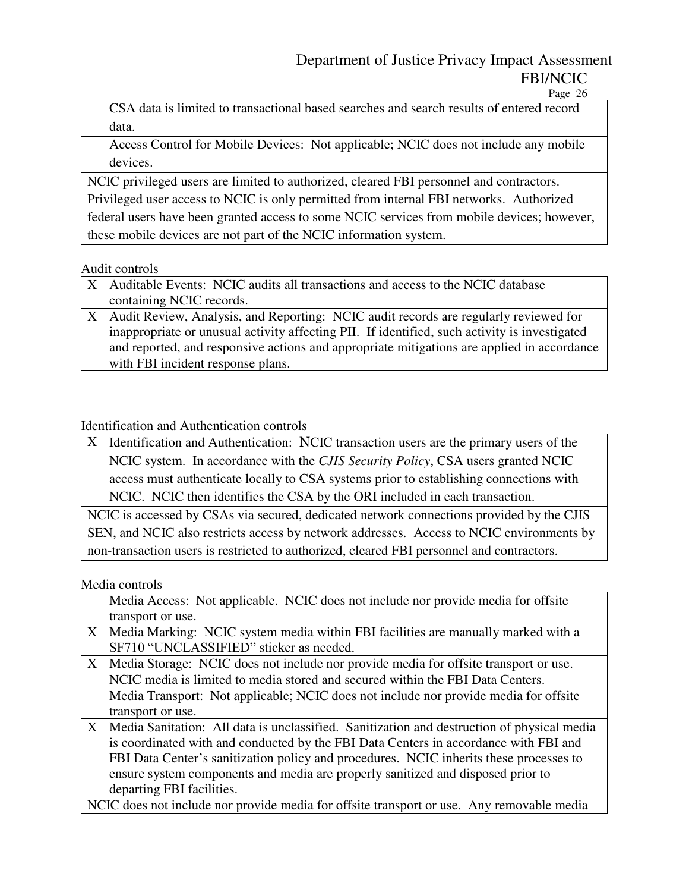| | |
|---|---|
| | CSA data is limited to transactional based searches and search results of entered record data. |
| | Access Control for Mobile Devices: Not applicable; NCIC does not include any mobile devices. |
| NCIC privileged users are limited to authorized, cleared FBI personnel and contractors. Privileged user access to NCIC is only permitted from internal FBI networks. Authorized federal users have been granted access to some NCIC services from mobile devices; however, these mobile devices are not part of the NCIC information system. | |

Audit controls

| | |
|---|---|
| X | Auditable Events: NCIC audits all transactions and access to the NCIC database containing NCIC records. |
| X | Audit Review, Analysis, and Reporting: NCIC audit records are regularly reviewed for inappropriate or unusual activity affecting PII. If identified, such activity is investigated and reported, and responsive actions and appropriate mitigations are applied in accordance with FBI incident response plans. |

Identification and Authentication controls

| | |
|---|---|
| X | Identification and Authentication: NCIC transaction users are the primary users of the NCIC system. In accordance with the *CJIS Security Policy*, CSA users granted NCIC access must authenticate locally to CSA systems prior to establishing connections with NCIC. NCIC then identifies the CSA by the ORI included in each transaction. |
| NCIC is accessed by CSAs via secured, dedicated network connections provided by the CJIS SEN, and NCIC also restricts access by network addresses. Access to NCIC environments by non-transaction users is restricted to authorized, cleared FBI personnel and contractors. | |

Media controls

| | |
|---|---|
| | Media Access: Not applicable. NCIC does not include nor provide media for offsite transport or use. |
| X | Media Marking: NCIC system media within FBI facilities are manually marked with a SF710 "UNCLASSIFIED" sticker as needed. |
| X | Media Storage: NCIC does not include nor provide media for offsite transport or use. NCIC media is limited to media stored and secured within the FBI Data Centers. |
| | Media Transport: Not applicable; NCIC does not include nor provide media for offsite transport or use. |
| X | Media Sanitation: All data is unclassified. Sanitization and destruction of physical media is coordinated with and conducted by the FBI Data Centers in accordance with FBI and FBI Data Center's sanitization policy and procedures. NCIC inherits these processes to ensure system components and media are properly sanitized and disposed prior to departing FBI facilities. |
| NCIC does not include nor provide media for offsite transport or use. Any removable media | |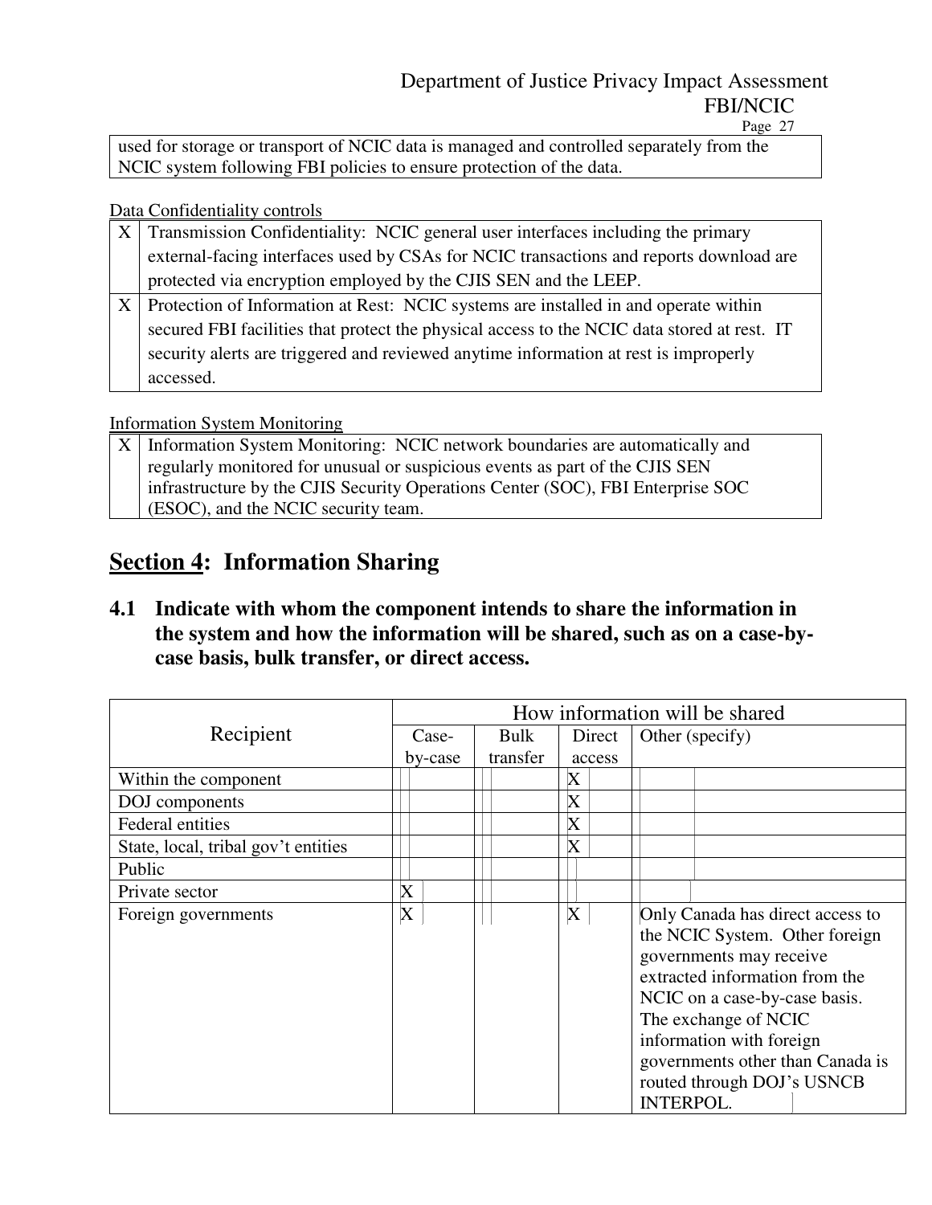| used for storage or transport of NCIC data is managed and controlled separately from the NCIC system following FBI policies to ensure protection of the data. |
|---|

Data Confidentiality controls

| | |
|---|---|
| X | Transmission Confidentiality: NCIC general user interfaces including the primary external-facing interfaces used by CSAs for NCIC transactions and reports download are protected via encryption employed by the CJIS SEN and the LEEP. |
| X | Protection of Information at Rest: NCIC systems are installed in and operate within secured FBI facilities that protect the physical access to the NCIC data stored at rest. IT security alerts are triggered and reviewed anytime information at rest is improperly accessed. |

Information System Monitoring

| | |
|---|---|
| X | Information System Monitoring: NCIC network boundaries are automatically and regularly monitored for unusual or suspicious events as part of the CJIS SEN infrastructure by the CJIS Security Operations Center (SOC), FBI Enterprise SOC (ESOC), and the NCIC security team. |

## Section 4: Information Sharing

### 4.1 Indicate with whom the component intends to share the information in the system and how the information will be shared, such as on a case-by-case basis, bulk transfer, or direct access.

| Recipient | How information will be shared | | | |
|---|---|---|---|---|
| | Case-by-case | Bulk transfer | Direct access | Other (specify) |
| Within the component | | | X | |
| DOJ components | | | X | |
| Federal entities | | | X | |
| State, local, tribal gov't entities | | | X | |
| Public | | | | |
| Private sector | X | | | |
| Foreign governments | X | | X | Only Canada has direct access to the NCIC System. Other foreign governments may receive extracted information from the NCIC on a case-by-case basis. The exchange of NCIC information with foreign governments other than Canada is routed through DOJ's USNCB INTERPOL. |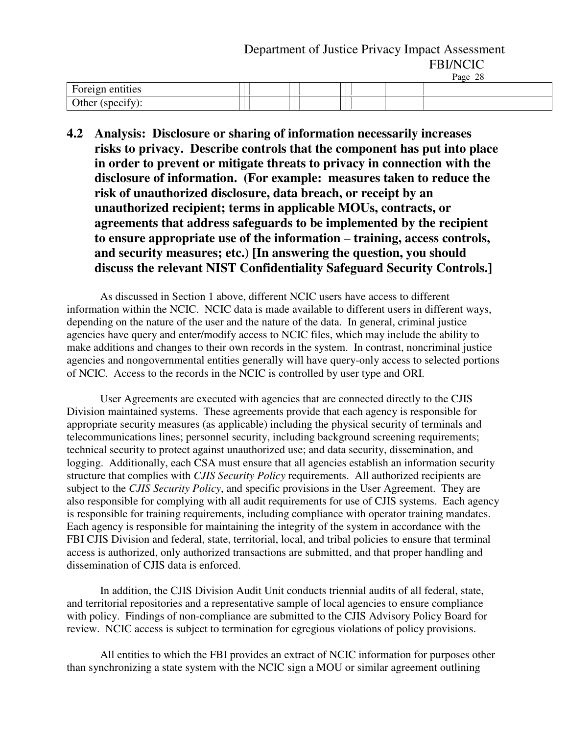| Foreign entities | | | | | |
|---|---|---|---|---|---|
| Other (specify): | | | | | |

## 4.2 Analysis: Disclosure or sharing of information necessarily increases risks to privacy. Describe controls that the component has put into place in order to prevent or mitigate threats to privacy in connection with the disclosure of information. (For example: measures taken to reduce the risk of unauthorized disclosure, data breach, or receipt by an unauthorized recipient; terms in applicable MOUs, contracts, or agreements that address safeguards to be implemented by the recipient to ensure appropriate use of the information – training, access controls, and security measures; etc.) [In answering the question, you should discuss the relevant NIST Confidentiality Safeguard Security Controls.]

As discussed in Section 1 above, different NCIC users have access to different information within the NCIC. NCIC data is made available to different users in different ways, depending on the nature of the user and the nature of the data. In general, criminal justice agencies have query and enter/modify access to NCIC files, which may include the ability to make additions and changes to their own records in the system. In contrast, noncriminal justice agencies and nongovernmental entities generally will have query-only access to selected portions of NCIC. Access to the records in the NCIC is controlled by user type and ORI.

User Agreements are executed with agencies that are connected directly to the CJIS Division maintained systems. These agreements provide that each agency is responsible for appropriate security measures (as applicable) including the physical security of terminals and telecommunications lines; personnel security, including background screening requirements; technical security to protect against unauthorized use; and data security, dissemination, and logging. Additionally, each CSA must ensure that all agencies establish an information security structure that complies with *CJIS Security Policy* requirements. All authorized recipients are subject to the *CJIS Security Policy*, and specific provisions in the User Agreement. They are also responsible for complying with all audit requirements for use of CJIS systems. Each agency is responsible for training requirements, including compliance with operator training mandates. Each agency is responsible for maintaining the integrity of the system in accordance with the FBI CJIS Division and federal, state, territorial, local, and tribal policies to ensure that terminal access is authorized, only authorized transactions are submitted, and that proper handling and dissemination of CJIS data is enforced.

In addition, the CJIS Division Audit Unit conducts triennial audits of all federal, state, and territorial repositories and a representative sample of local agencies to ensure compliance with policy. Findings of non-compliance are submitted to the CJIS Advisory Policy Board for review. NCIC access is subject to termination for egregious violations of policy provisions.

All entities to which the FBI provides an extract of NCIC information for purposes other than synchronizing a state system with the NCIC sign a MOU or similar agreement outlining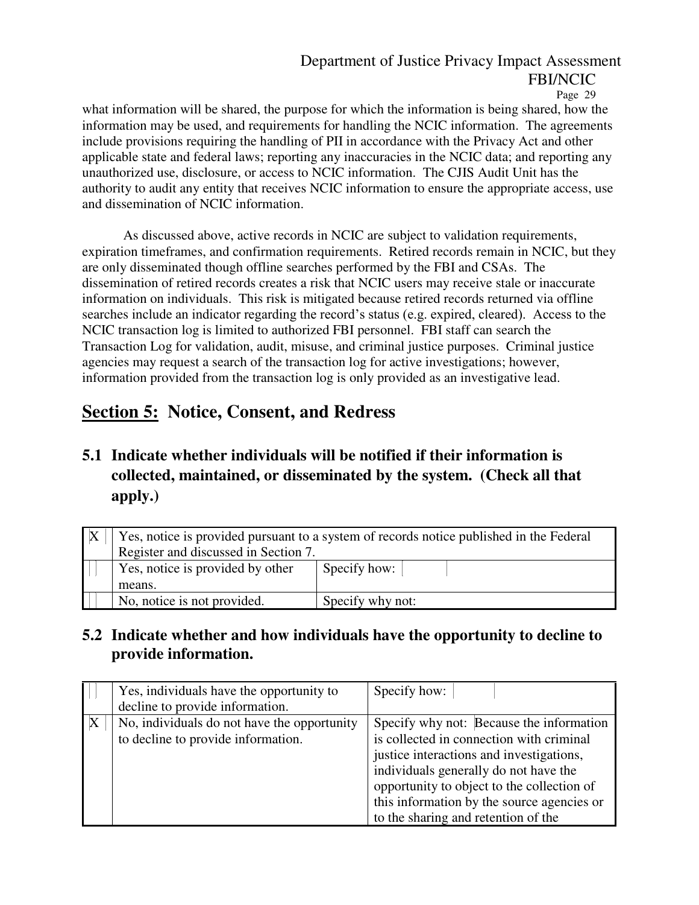what information will be shared, the purpose for which the information is being shared, how the information may be used, and requirements for handling the NCIC information. The agreements include provisions requiring the handling of PII in accordance with the Privacy Act and other applicable state and federal laws; reporting any inaccuracies in the NCIC data; and reporting any unauthorized use, disclosure, or access to NCIC information. The CJIS Audit Unit has the authority to audit any entity that receives NCIC information to ensure the appropriate access, use and dissemination of NCIC information.

As discussed above, active records in NCIC are subject to validation requirements, expiration timeframes, and confirmation requirements. Retired records remain in NCIC, but they are only disseminated though offline searches performed by the FBI and CSAs. The dissemination of retired records creates a risk that NCIC users may receive stale or inaccurate information on individuals. This risk is mitigated because retired records returned via offline searches include an indicator regarding the record's status (e.g. expired, cleared). Access to the NCIC transaction log is limited to authorized FBI personnel. FBI staff can search the Transaction Log for validation, audit, misuse, and criminal justice purposes. Criminal justice agencies may request a search of the transaction log for active investigations; however, information provided from the transaction log is only provided as an investigative lead.

# Section 5: Notice, Consent, and Redress

## 5.1 Indicate whether individuals will be notified if their information is collected, maintained, or disseminated by the system. (Check all that apply.)

| | | |
|---|---|---|
| X | Yes, notice is provided pursuant to a system of records notice published in the Federal Register and discussed in Section 7. | |
| | Yes, notice is provided by other means. | Specify how: |
| | No, notice is not provided. | Specify why not: |

## 5.2 Indicate whether and how individuals have the opportunity to decline to provide information.

| | | |
|---|---|---|
| | Yes, individuals have the opportunity to decline to provide information. | Specify how: |
| X | No, individuals do not have the opportunity to decline to provide information. | Specify why not: Because the information is collected in connection with criminal justice interactions and investigations, individuals generally do not have the opportunity to object to the collection of this information by the source agencies or to the sharing and retention of the |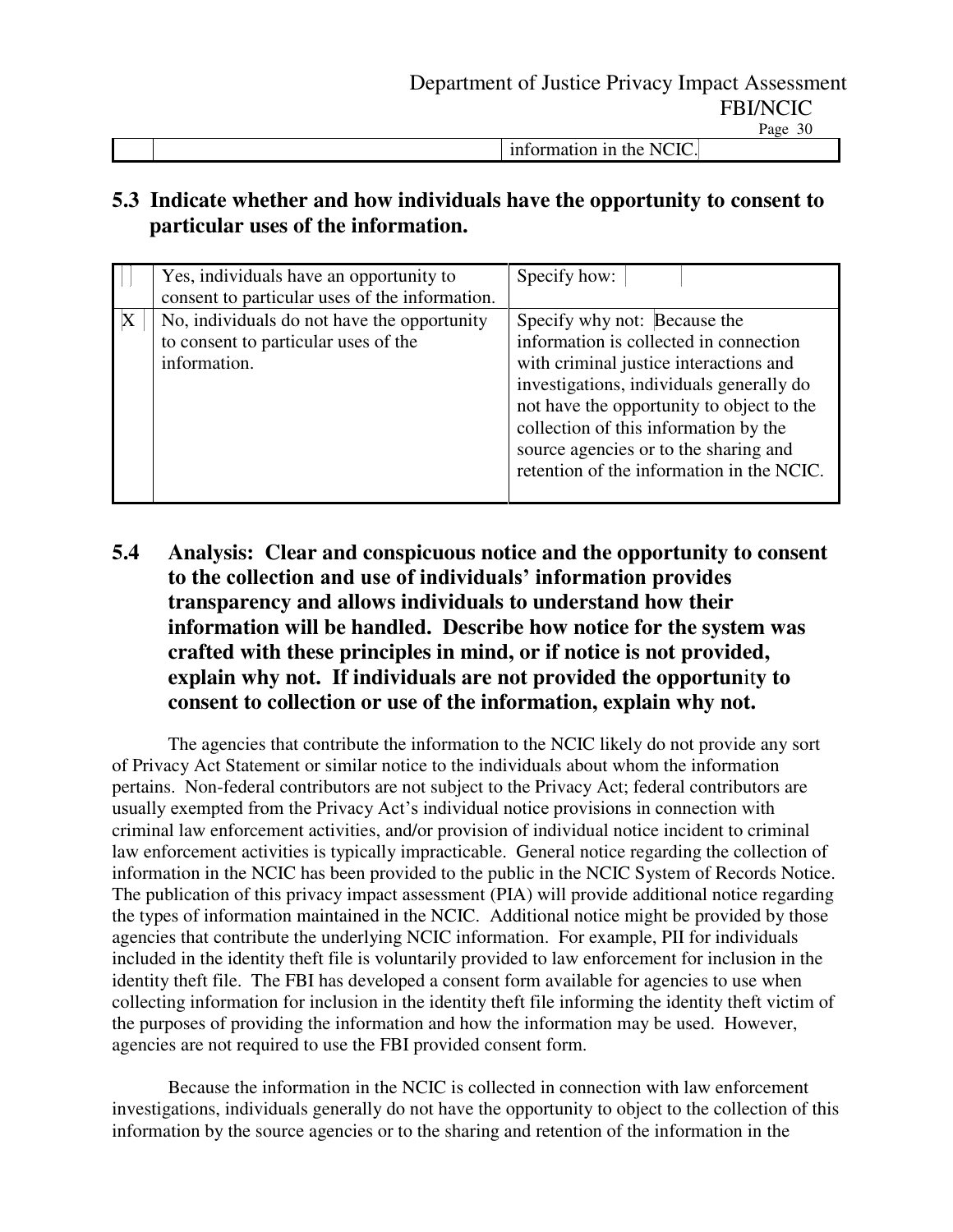| | | information in the NCIC. |
|---|---|---|

## 5.3 Indicate whether and how individuals have the opportunity to consent to particular uses of the information.

| | | |
|---|---|---|
| | Yes, individuals have an opportunity to consent to particular uses of the information. | Specify how: |
| X | No, individuals do not have the opportunity to consent to particular uses of the information. | Specify why not: Because the information is collected in connection with criminal justice interactions and investigations, individuals generally do not have the opportunity to object to the collection of this information by the source agencies or to the sharing and retention of the information in the NCIC. |

## 5.4 Analysis: Clear and conspicuous notice and the opportunity to consent to the collection and use of individuals' information provides transparency and allows individuals to understand how their information will be handled. Describe how notice for the system was crafted with these principles in mind, or if notice is not provided, explain why not. If individuals are not provided the opportunity to consent to collection or use of the information, explain why not.

The agencies that contribute the information to the NCIC likely do not provide any sort of Privacy Act Statement or similar notice to the individuals about whom the information pertains. Non-federal contributors are not subject to the Privacy Act; federal contributors are usually exempted from the Privacy Act's individual notice provisions in connection with criminal law enforcement activities, and/or provision of individual notice incident to criminal law enforcement activities is typically impracticable. General notice regarding the collection of information in the NCIC has been provided to the public in the NCIC System of Records Notice. The publication of this privacy impact assessment (PIA) will provide additional notice regarding the types of information maintained in the NCIC. Additional notice might be provided by those agencies that contribute the underlying NCIC information. For example, PII for individuals included in the identity theft file is voluntarily provided to law enforcement for inclusion in the identity theft file. The FBI has developed a consent form available for agencies to use when collecting information for inclusion in the identity theft file informing the identity theft victim of the purposes of providing the information and how the information may be used. However, agencies are not required to use the FBI provided consent form.

Because the information in the NCIC is collected in connection with law enforcement investigations, individuals generally do not have the opportunity to object to the collection of this information by the source agencies or to the sharing and retention of the information in the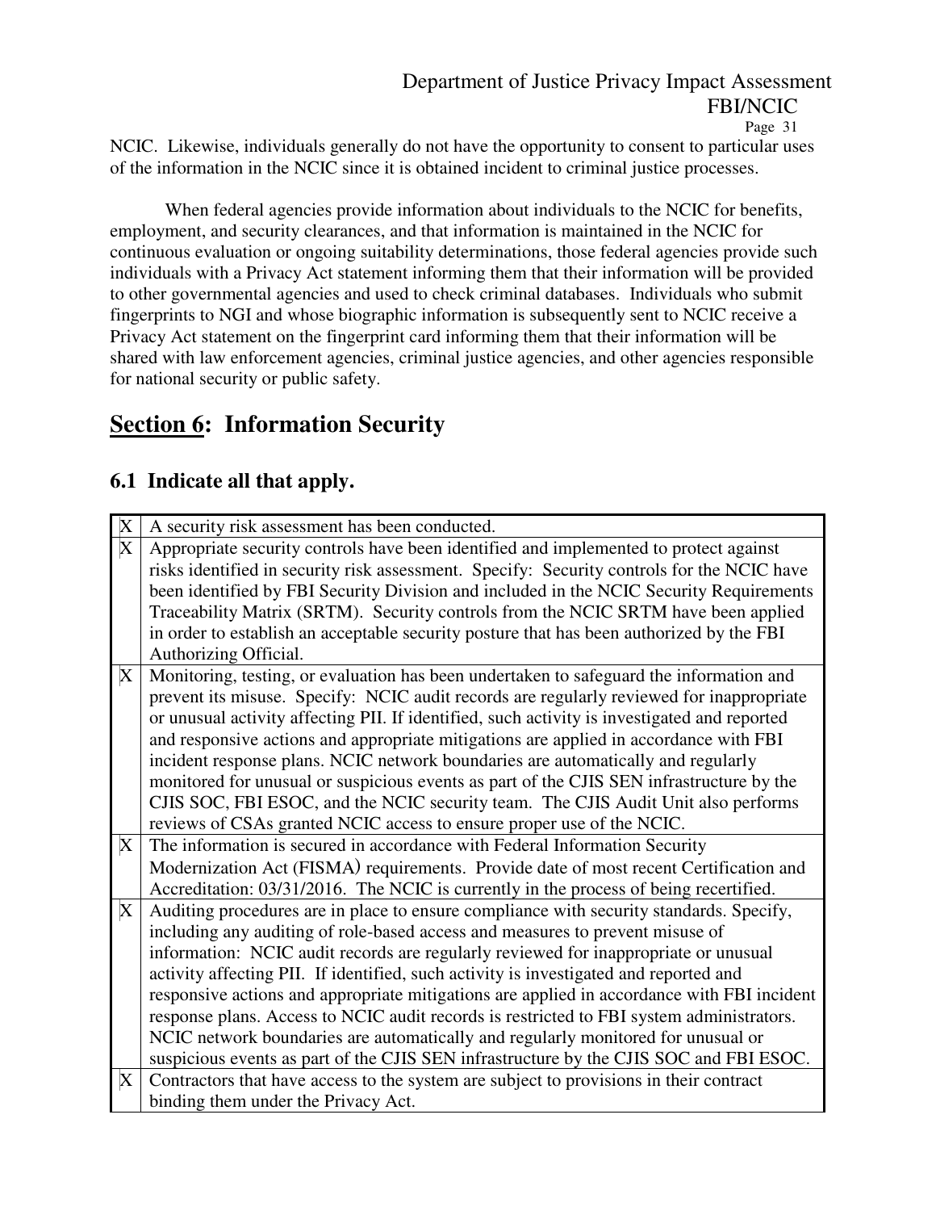NCIC. Likewise, individuals generally do not have the opportunity to consent to particular uses of the information in the NCIC since it is obtained incident to criminal justice processes.

When federal agencies provide information about individuals to the NCIC for benefits, employment, and security clearances, and that information is maintained in the NCIC for continuous evaluation or ongoing suitability determinations, those federal agencies provide such individuals with a Privacy Act statement informing them that their information will be provided to other governmental agencies and used to check criminal databases. Individuals who submit fingerprints to NGI and whose biographic information is subsequently sent to NCIC receive a Privacy Act statement on the fingerprint card informing them that their information will be shared with law enforcement agencies, criminal justice agencies, and other agencies responsible for national security or public safety.

## **Section 6**: Information Security

### 6.1 Indicate all that apply.

| | |
|---|---|
| X | A security risk assessment has been conducted. |
| X | Appropriate security controls have been identified and implemented to protect against risks identified in security risk assessment. Specify: Security controls for the NCIC have been identified by FBI Security Division and included in the NCIC Security Requirements Traceability Matrix (SRTM). Security controls from the NCIC SRTM have been applied in order to establish an acceptable security posture that has been authorized by the FBI Authorizing Official. |
| X | Monitoring, testing, or evaluation has been undertaken to safeguard the information and prevent its misuse. Specify: NCIC audit records are regularly reviewed for inappropriate or unusual activity affecting PII. If identified, such activity is investigated and reported and responsive actions and appropriate mitigations are applied in accordance with FBI incident response plans. NCIC network boundaries are automatically and regularly monitored for unusual or suspicious events as part of the CJIS SEN infrastructure by the CJIS SOC, FBI ESOC, and the NCIC security team. The CJIS Audit Unit also performs reviews of CSAs granted NCIC access to ensure proper use of the NCIC. |
| X | The information is secured in accordance with Federal Information Security Modernization Act (FISMA) requirements. Provide date of most recent Certification and Accreditation: 03/31/2016. The NCIC is currently in the process of being recertified. |
| X | Auditing procedures are in place to ensure compliance with security standards. Specify, including any auditing of role-based access and measures to prevent misuse of information: NCIC audit records are regularly reviewed for inappropriate or unusual activity affecting PII. If identified, such activity is investigated and reported and responsive actions and appropriate mitigations are applied in accordance with FBI incident response plans. Access to NCIC audit records is restricted to FBI system administrators. NCIC network boundaries are automatically and regularly monitored for unusual or suspicious events as part of the CJIS SEN infrastructure by the CJIS SOC and FBI ESOC. |
| X | Contractors that have access to the system are subject to provisions in their contract binding them under the Privacy Act. |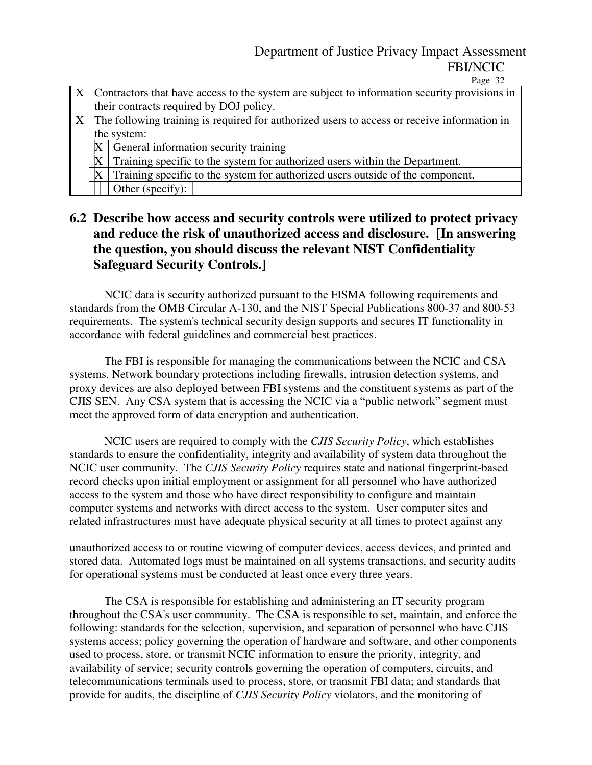| | | |
|---|---|---|
| X | Contractors that have access to the system are subject to information security provisions in their contracts required by DOJ policy. | |
| X | The following training is required for authorized users to access or receive information in the system: | |
| | X | General information security training |
| | X | Training specific to the system for authorized users within the Department. |
| | X | Training specific to the system for authorized users outside of the component. |
| | | Other (specify): |

## 6.2 Describe how access and security controls were utilized to protect privacy and reduce the risk of unauthorized access and disclosure. [In answering the question, you should discuss the relevant NIST Confidentiality Safeguard Security Controls.]

NCIC data is security authorized pursuant to the FISMA following requirements and standards from the OMB Circular A-130, and the NIST Special Publications 800-37 and 800-53 requirements. The system's technical security design supports and secures IT functionality in accordance with federal guidelines and commercial best practices.

The FBI is responsible for managing the communications between the NCIC and CSA systems. Network boundary protections including firewalls, intrusion detection systems, and proxy devices are also deployed between FBI systems and the constituent systems as part of the CJIS SEN. Any CSA system that is accessing the NCIC via a "public network" segment must meet the approved form of data encryption and authentication.

NCIC users are required to comply with the *CJIS Security Policy*, which establishes standards to ensure the confidentiality, integrity and availability of system data throughout the NCIC user community. The *CJIS Security Policy* requires state and national fingerprint-based record checks upon initial employment or assignment for all personnel who have authorized access to the system and those who have direct responsibility to configure and maintain computer systems and networks with direct access to the system. User computer sites and related infrastructures must have adequate physical security at all times to protect against any unauthorized access to or routine viewing of computer devices, access devices, and printed and stored data. Automated logs must be maintained on all systems transactions, and security audits for operational systems must be conducted at least once every three years.

The CSA is responsible for establishing and administering an IT security program throughout the CSA's user community. The CSA is responsible to set, maintain, and enforce the following: standards for the selection, supervision, and separation of personnel who have CJIS systems access; policy governing the operation of hardware and software, and other components used to process, store, or transmit NCIC information to ensure the priority, integrity, and availability of service; security controls governing the operation of computers, circuits, and telecommunications terminals used to process, store, or transmit FBI data; and standards that provide for audits, the discipline of *CJIS Security Policy* violators, and the monitoring of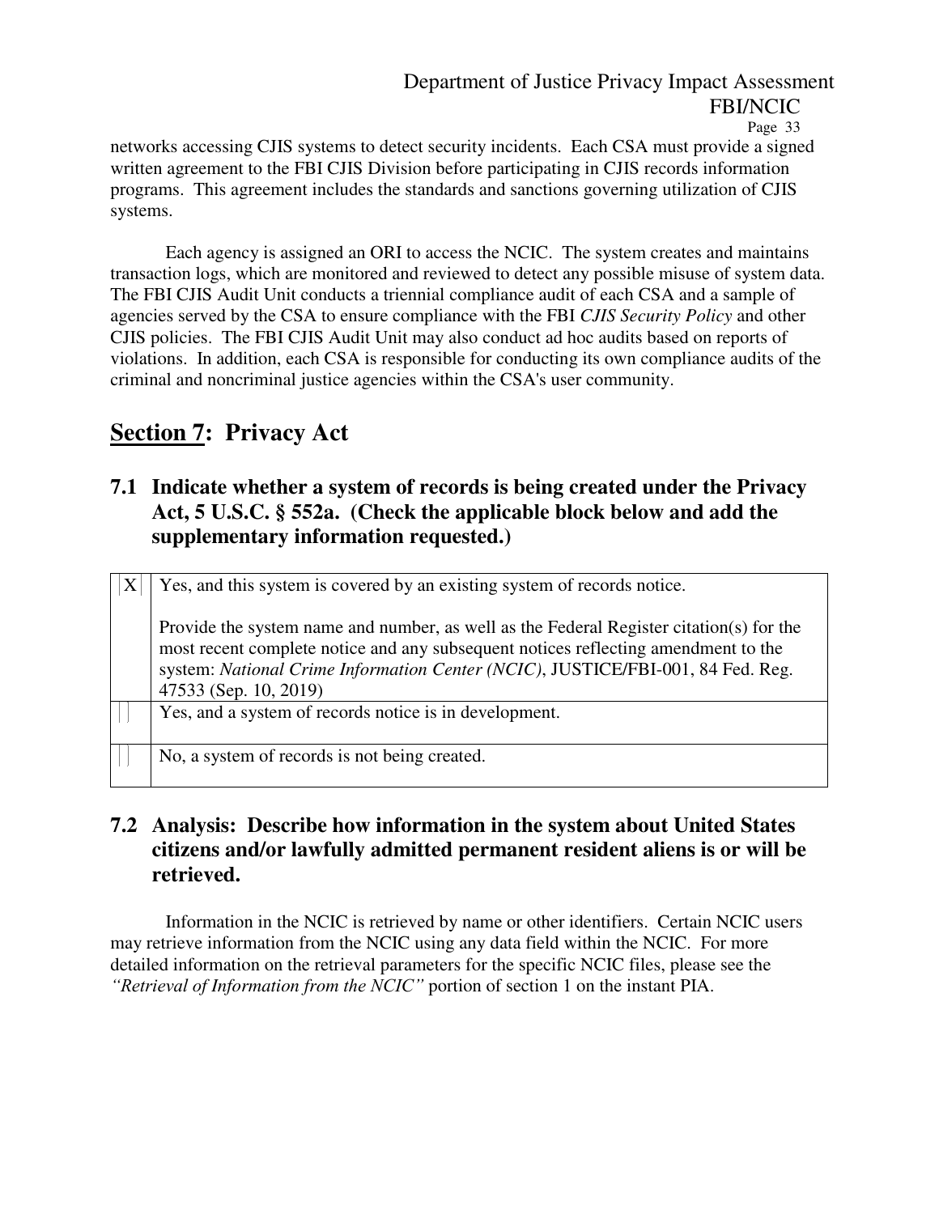networks accessing CJIS systems to detect security incidents. Each CSA must provide a signed written agreement to the FBI CJIS Division before participating in CJIS records information programs. This agreement includes the standards and sanctions governing utilization of CJIS systems.

Each agency is assigned an ORI to access the NCIC. The system creates and maintains transaction logs, which are monitored and reviewed to detect any possible misuse of system data. The FBI CJIS Audit Unit conducts a triennial compliance audit of each CSA and a sample of agencies served by the CSA to ensure compliance with the FBI *CJIS Security Policy* and other CJIS policies. The FBI CJIS Audit Unit may also conduct ad hoc audits based on reports of violations. In addition, each CSA is responsible for conducting its own compliance audits of the criminal and noncriminal justice agencies within the CSA's user community.

# Section 7: Privacy Act

## 7.1 Indicate whether a system of records is being created under the Privacy Act, 5 U.S.C. § 552a. (Check the applicable block below and add the supplementary information requested.)

| | |
|---|---|
| X | Yes, and this system is covered by an existing system of records notice.<br><br>Provide the system name and number, as well as the Federal Register citation(s) for the most recent complete notice and any subsequent notices reflecting amendment to the system: *National Crime Information Center (NCIC)*, JUSTICE/FBI-001, 84 Fed. Reg. 47533 (Sep. 10, 2019) |
| | Yes, and a system of records notice is in development. |
| | No, a system of records is not being created. |

## 7.2 Analysis: Describe how information in the system about United States citizens and/or lawfully admitted permanent resident aliens is or will be retrieved.

Information in the NCIC is retrieved by name or other identifiers. Certain NCIC users may retrieve information from the NCIC using any data field within the NCIC. For more detailed information on the retrieval parameters for the specific NCIC files, please see the *"Retrieval of Information from the NCIC"* portion of section 1 on the instant PIA.